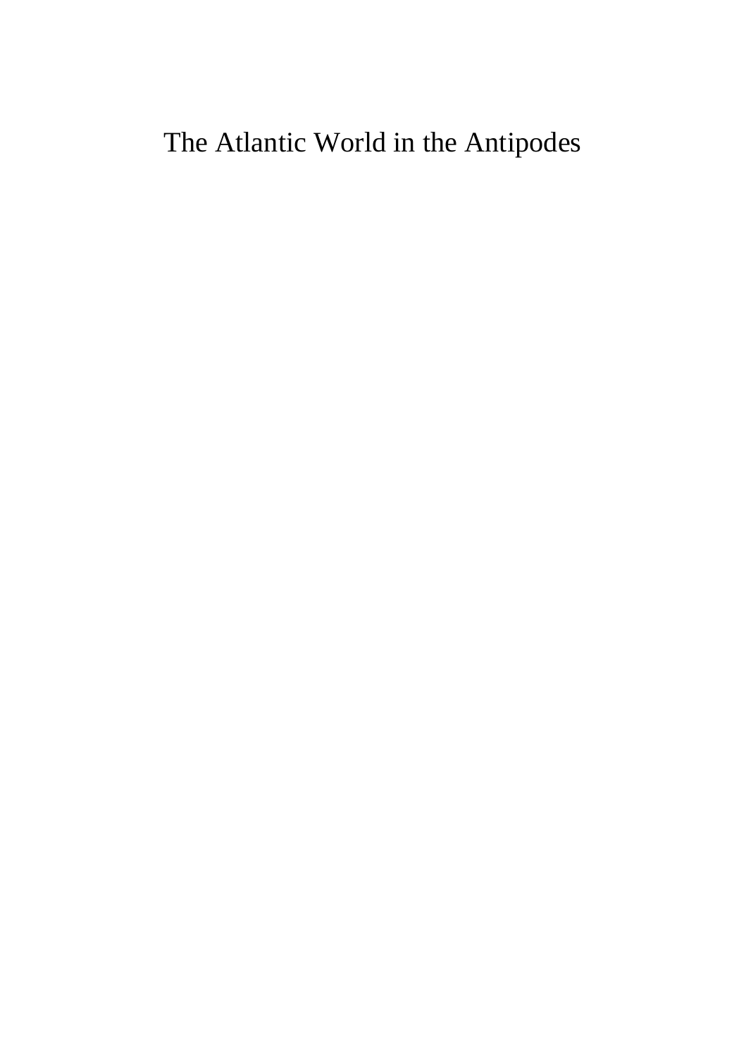# The Atlantic World in the Antipodes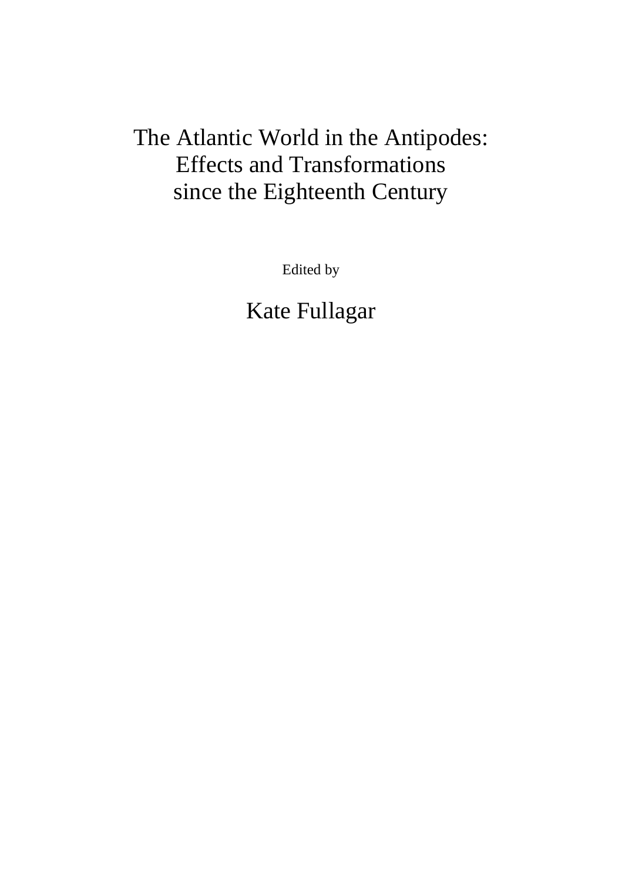# The Atlantic World in the Antipodes: Effects and Transformations since the Eighteenth Century

Edited by

Kate Fullagar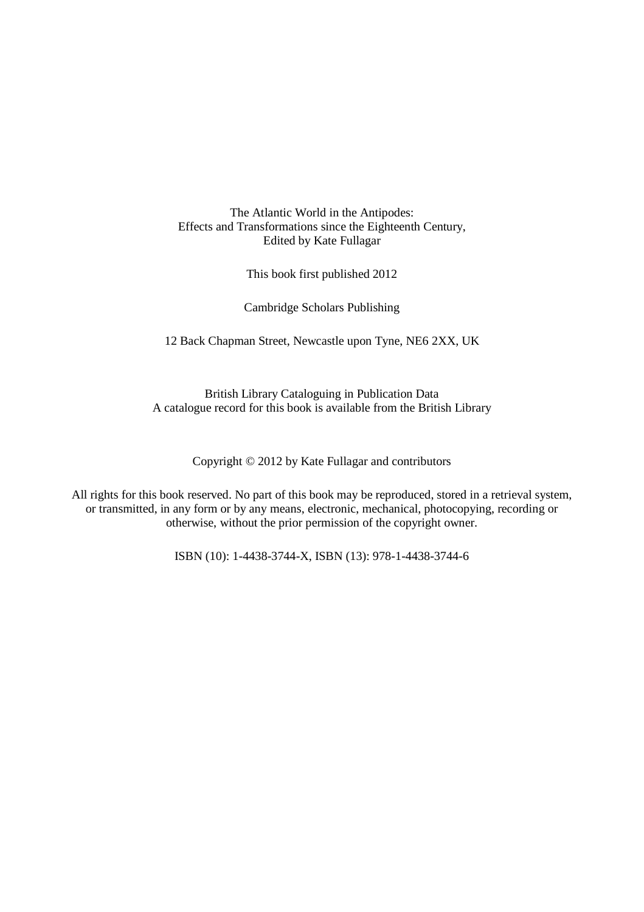The Atlantic World in the Antipodes:
Effects and Transformations since the Eighteenth Century,
Edited by Kate Fullagar

This book first published 2012

Cambridge Scholars Publishing

12 Back Chapman Street, Newcastle upon Tyne, NE6 2XX, UK

British Library Cataloguing in Publication Data
A catalogue record for this book is available from the British Library

Copyright © 2012 by Kate Fullagar and contributors

All rights for this book reserved. No part of this book may be reproduced, stored in a retrieval system, or transmitted, in any form or by any means, electronic, mechanical, photocopying, recording or otherwise, without the prior permission of the copyright owner.

ISBN (10): 1-4438-3744-X, ISBN (13): 978-1-4438-3744-6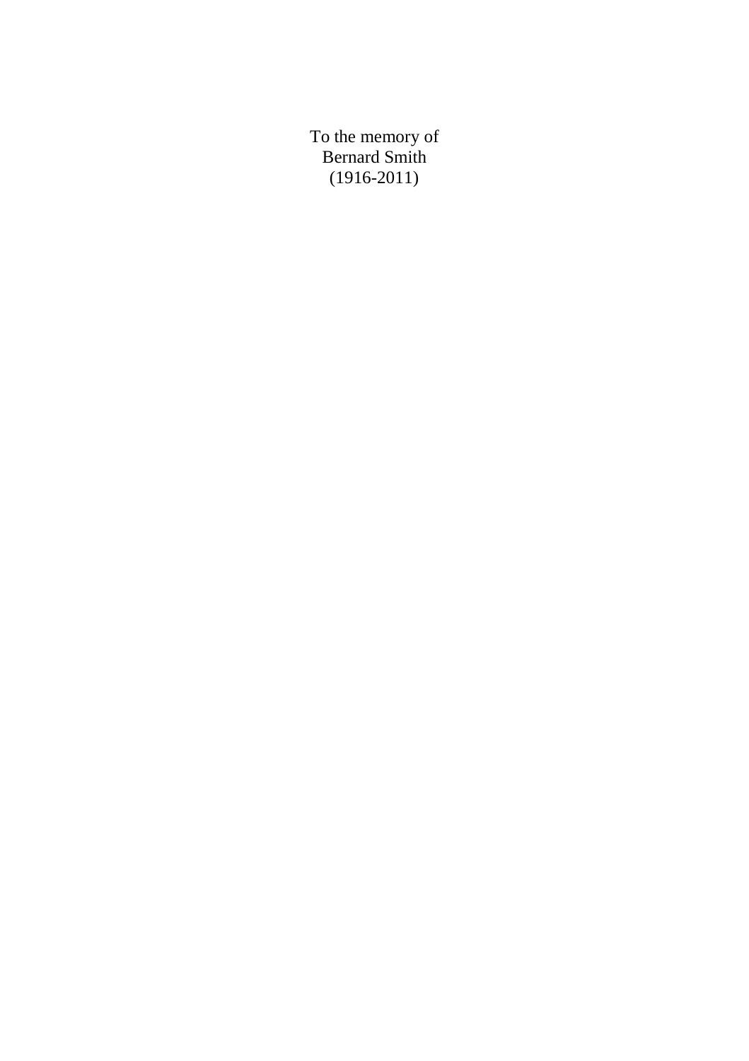To the memory of
Bernard Smith
(1916-2011)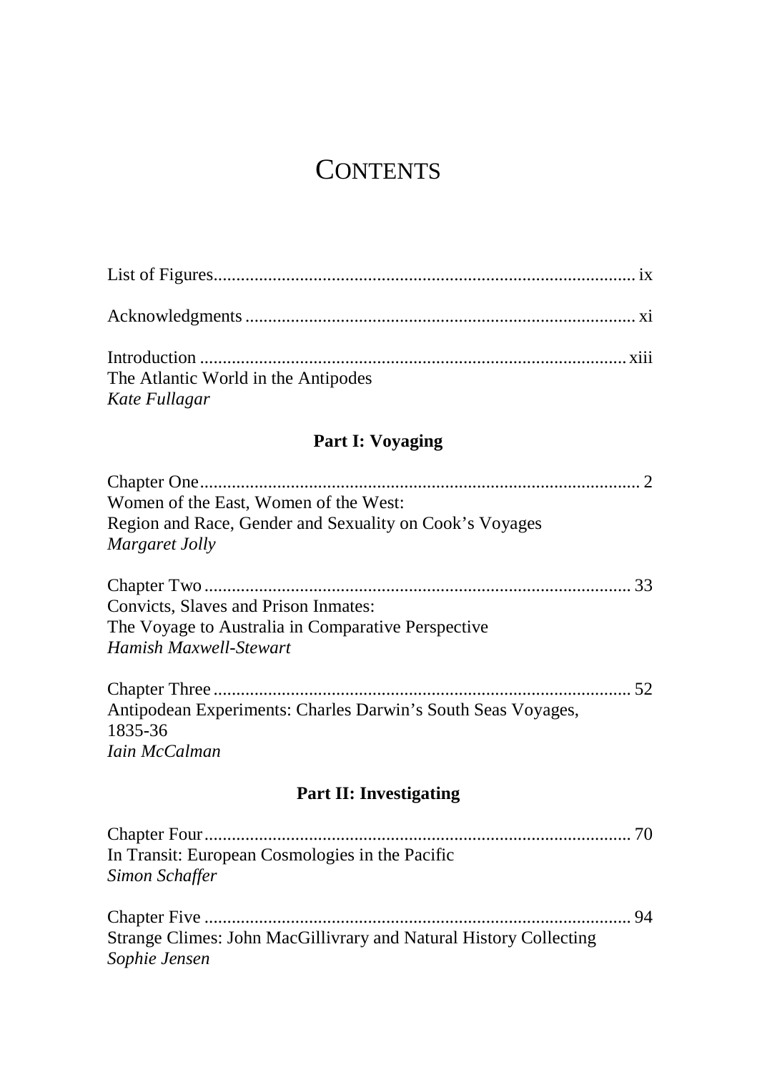# CONTENTS

List of Figures ........ ix

Acknowledgments ........ xi

Introduction ........ xiii
The Atlantic World in the Antipodes
*Kate Fullagar*

## Part I: Voyaging

Chapter One ........ 2
Women of the East, Women of the West:
Region and Race, Gender and Sexuality on Cook's Voyages
*Margaret Jolly*

Chapter Two ........ 33
Convicts, Slaves and Prison Inmates:
The Voyage to Australia in Comparative Perspective
*Hamish Maxwell-Stewart*

Chapter Three ........ 52
Antipodean Experiments: Charles Darwin's South Seas Voyages,
1835-36
*Iain McCalman*

## Part II: Investigating

Chapter Four ........ 70
In Transit: European Cosmologies in the Pacific
*Simon Schaffer*

Chapter Five ........ 94
Strange Climes: John MacGillivrary and Natural History Collecting
*Sophie Jensen*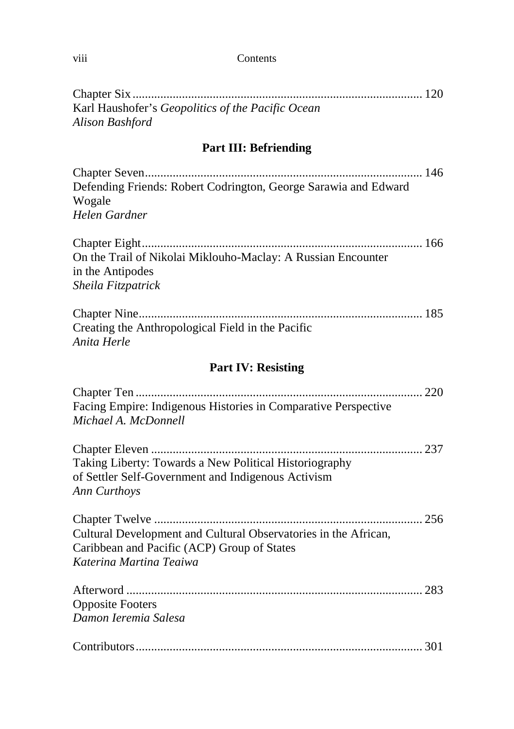Chapter Six ............................................................................................. 120
Karl Haushofer's *Geopolitics of the Pacific Ocean*
*Alison Bashford*

## Part III: Befriending

Chapter Seven......................................................................................... 146
Defending Friends: Robert Codrington, George Sarawia and Edward Wogale
*Helen Gardner*

Chapter Eight.......................................................................................... 166
On the Trail of Nikolai Miklouho-Maclay: A Russian Encounter in the Antipodes
*Sheila Fitzpatrick*

Chapter Nine........................................................................................... 185
Creating the Anthropological Field in the Pacific
*Anita Herle*

## Part IV: Resisting

Chapter Ten ............................................................................................ 220
Facing Empire: Indigenous Histories in Comparative Perspective
*Michael A. McDonnell*

Chapter Eleven ....................................................................................... 237
Taking Liberty: Towards a New Political Historiography of Settler Self-Government and Indigenous Activism
*Ann Curthoys*

Chapter Twelve ...................................................................................... 256
Cultural Development and Cultural Observatories in the African, Caribbean and Pacific (ACP) Group of States
*Katerina Martina Teaiwa*

Afterword ............................................................................................... 283
Opposite Footers
*Damon Ieremia Salesa*

Contributors............................................................................................ 301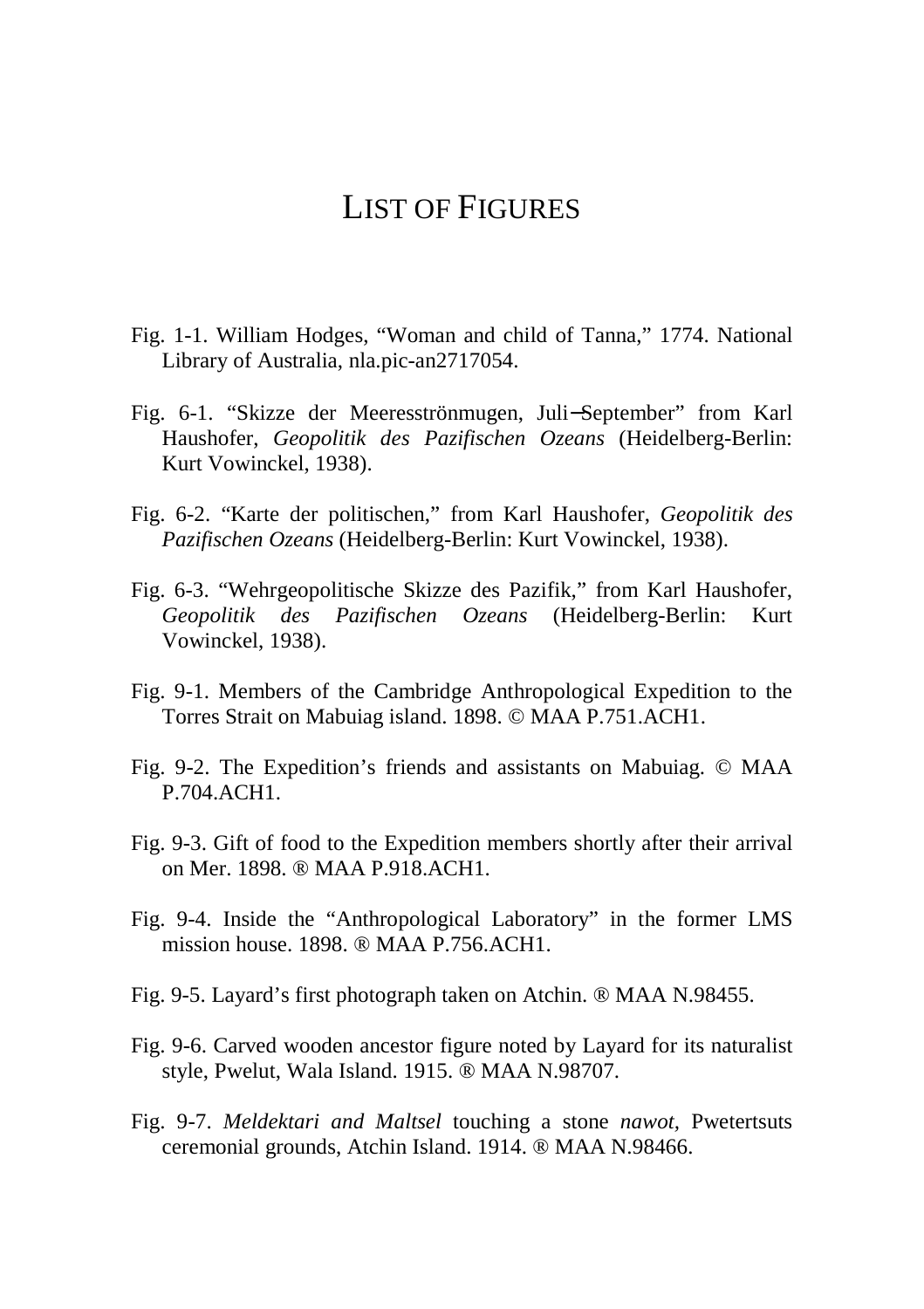# LIST OF FIGURES

Fig. 1-1. William Hodges, "Woman and child of Tanna," 1774. National Library of Australia, nla.pic-an2717054.

Fig. 6-1. "Skizze der Meeresströnmugen, Juli–September" from Karl Haushofer, *Geopolitik des Pazifischen Ozeans* (Heidelberg-Berlin: Kurt Vowinckel, 1938).

Fig. 6-2. "Karte der politischen," from Karl Haushofer, *Geopolitik des Pazifischen Ozeans* (Heidelberg-Berlin: Kurt Vowinckel, 1938).

Fig. 6-3. "Wehrgeopolitische Skizze des Pazifik," from Karl Haushofer, *Geopolitik des Pazifischen Ozeans* (Heidelberg-Berlin: Kurt Vowinckel, 1938).

Fig. 9-1. Members of the Cambridge Anthropological Expedition to the Torres Strait on Mabuiag island. 1898. © MAA P.751.ACH1.

Fig. 9-2. The Expedition's friends and assistants on Mabuiag. © MAA P.704.ACH1.

Fig. 9-3. Gift of food to the Expedition members shortly after their arrival on Mer. 1898. ® MAA P.918.ACH1.

Fig. 9-4. Inside the "Anthropological Laboratory" in the former LMS mission house. 1898. ® MAA P.756.ACH1.

Fig. 9-5. Layard's first photograph taken on Atchin. ® MAA N.98455.

Fig. 9-6. Carved wooden ancestor figure noted by Layard for its naturalist style, Pwelut, Wala Island. 1915. ® MAA N.98707.

Fig. 9-7. *Meldektari and Maltsel* touching a stone *nawot,* Pwetertsuts ceremonial grounds, Atchin Island. 1914. ® MAA N.98466.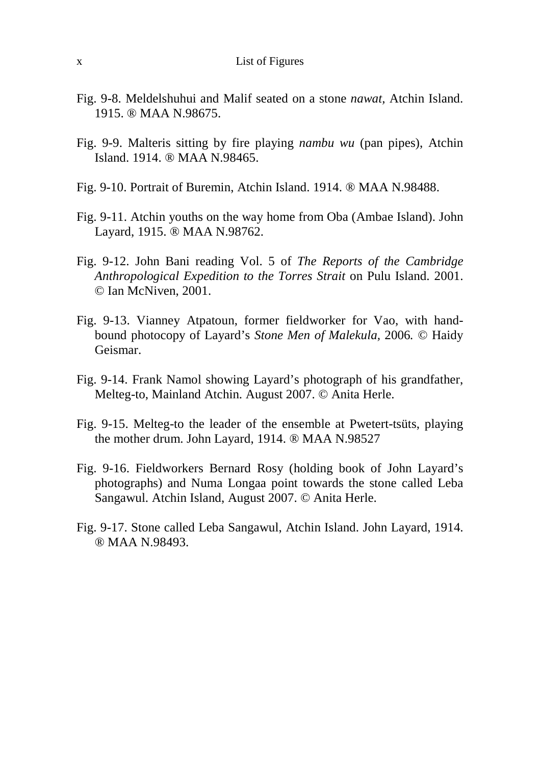Fig. 9-8. Meldelshuhui and Malif seated on a stone *nawat,* Atchin Island. 1915. ® MAA N.98675.

Fig. 9-9. Malteris sitting by fire playing *nambu wu* (pan pipes), Atchin Island. 1914. ® MAA N.98465.

Fig. 9-10. Portrait of Buremin, Atchin Island. 1914. ® MAA N.98488.

Fig. 9-11. Atchin youths on the way home from Oba (Ambae Island). John Layard, 1915. ® MAA N.98762.

Fig. 9-12. John Bani reading Vol. 5 of *The Reports of the Cambridge Anthropological Expedition to the Torres Strait* on Pulu Island. 2001. © Ian McNiven, 2001.

Fig. 9-13. Vianney Atpatoun, former fieldworker for Vao, with hand-bound photocopy of Layard's *Stone Men of Malekula,* 2006. © Haidy Geismar.

Fig. 9-14. Frank Namol showing Layard's photograph of his grandfather, Melteg-to, Mainland Atchin. August 2007. © Anita Herle.

Fig. 9-15. Melteg-to the leader of the ensemble at Pwetert-tsüts, playing the mother drum. John Layard, 1914. ® MAA N.98527

Fig. 9-16. Fieldworkers Bernard Rosy (holding book of John Layard's photographs) and Numa Longaa point towards the stone called Leba Sangawul. Atchin Island, August 2007. © Anita Herle.

Fig. 9-17. Stone called Leba Sangawul, Atchin Island. John Layard, 1914. ® MAA N.98493.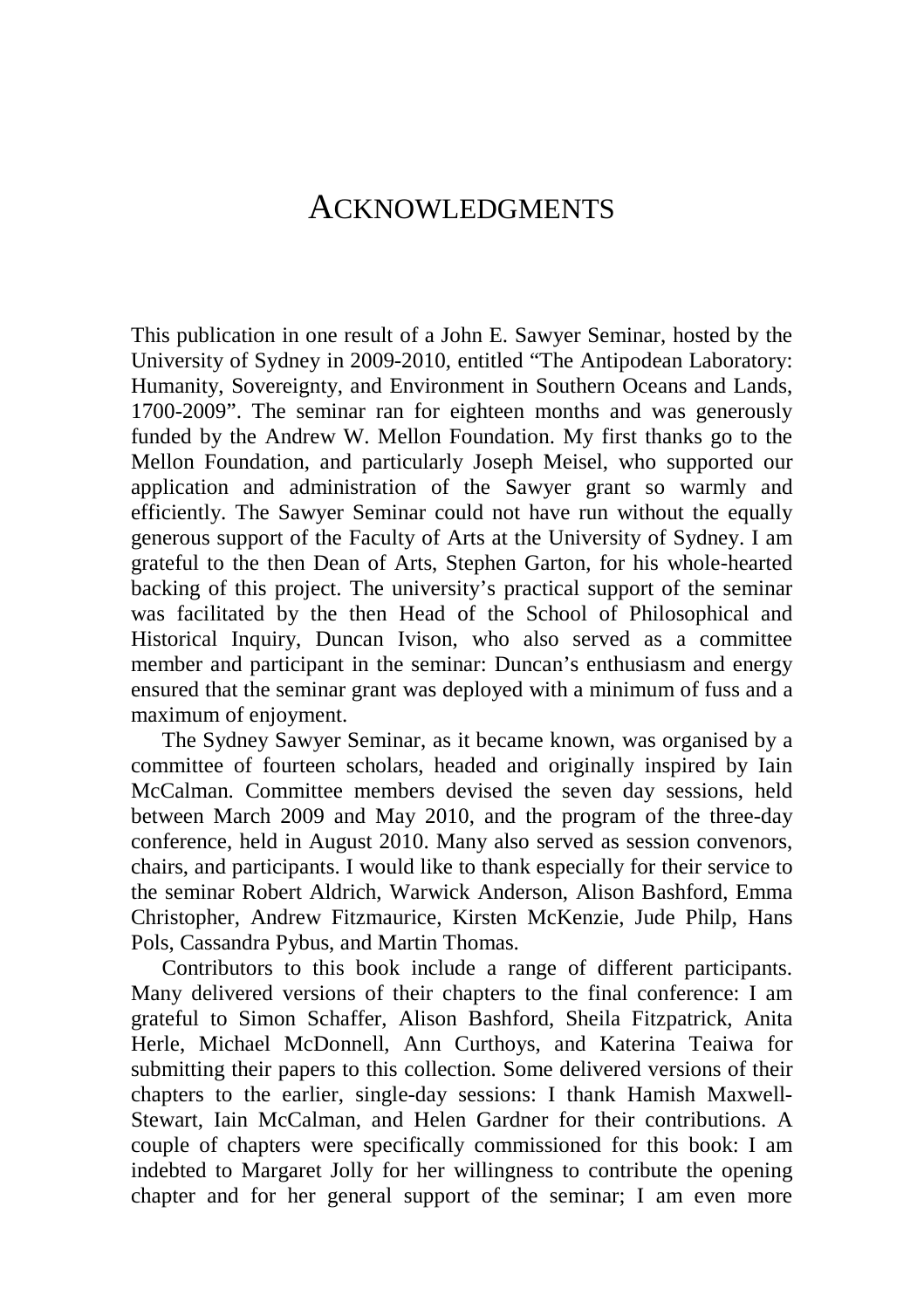# ACKNOWLEDGMENTS

This publication in one result of a John E. Sawyer Seminar, hosted by the University of Sydney in 2009-2010, entitled "The Antipodean Laboratory: Humanity, Sovereignty, and Environment in Southern Oceans and Lands, 1700-2009". The seminar ran for eighteen months and was generously funded by the Andrew W. Mellon Foundation. My first thanks go to the Mellon Foundation, and particularly Joseph Meisel, who supported our application and administration of the Sawyer grant so warmly and efficiently. The Sawyer Seminar could not have run without the equally generous support of the Faculty of Arts at the University of Sydney. I am grateful to the then Dean of Arts, Stephen Garton, for his whole-hearted backing of this project. The university's practical support of the seminar was facilitated by the then Head of the School of Philosophical and Historical Inquiry, Duncan Ivison, who also served as a committee member and participant in the seminar: Duncan's enthusiasm and energy ensured that the seminar grant was deployed with a minimum of fuss and a maximum of enjoyment.

The Sydney Sawyer Seminar, as it became known, was organised by a committee of fourteen scholars, headed and originally inspired by Iain McCalman. Committee members devised the seven day sessions, held between March 2009 and May 2010, and the program of the three-day conference, held in August 2010. Many also served as session convenors, chairs, and participants. I would like to thank especially for their service to the seminar Robert Aldrich, Warwick Anderson, Alison Bashford, Emma Christopher, Andrew Fitzmaurice, Kirsten McKenzie, Jude Philp, Hans Pols, Cassandra Pybus, and Martin Thomas.

Contributors to this book include a range of different participants. Many delivered versions of their chapters to the final conference: I am grateful to Simon Schaffer, Alison Bashford, Sheila Fitzpatrick, Anita Herle, Michael McDonnell, Ann Curthoys, and Katerina Teaiwa for submitting their papers to this collection. Some delivered versions of their chapters to the earlier, single-day sessions: I thank Hamish Maxwell-Stewart, Iain McCalman, and Helen Gardner for their contributions. A couple of chapters were specifically commissioned for this book: I am indebted to Margaret Jolly for her willingness to contribute the opening chapter and for her general support of the seminar; I am even more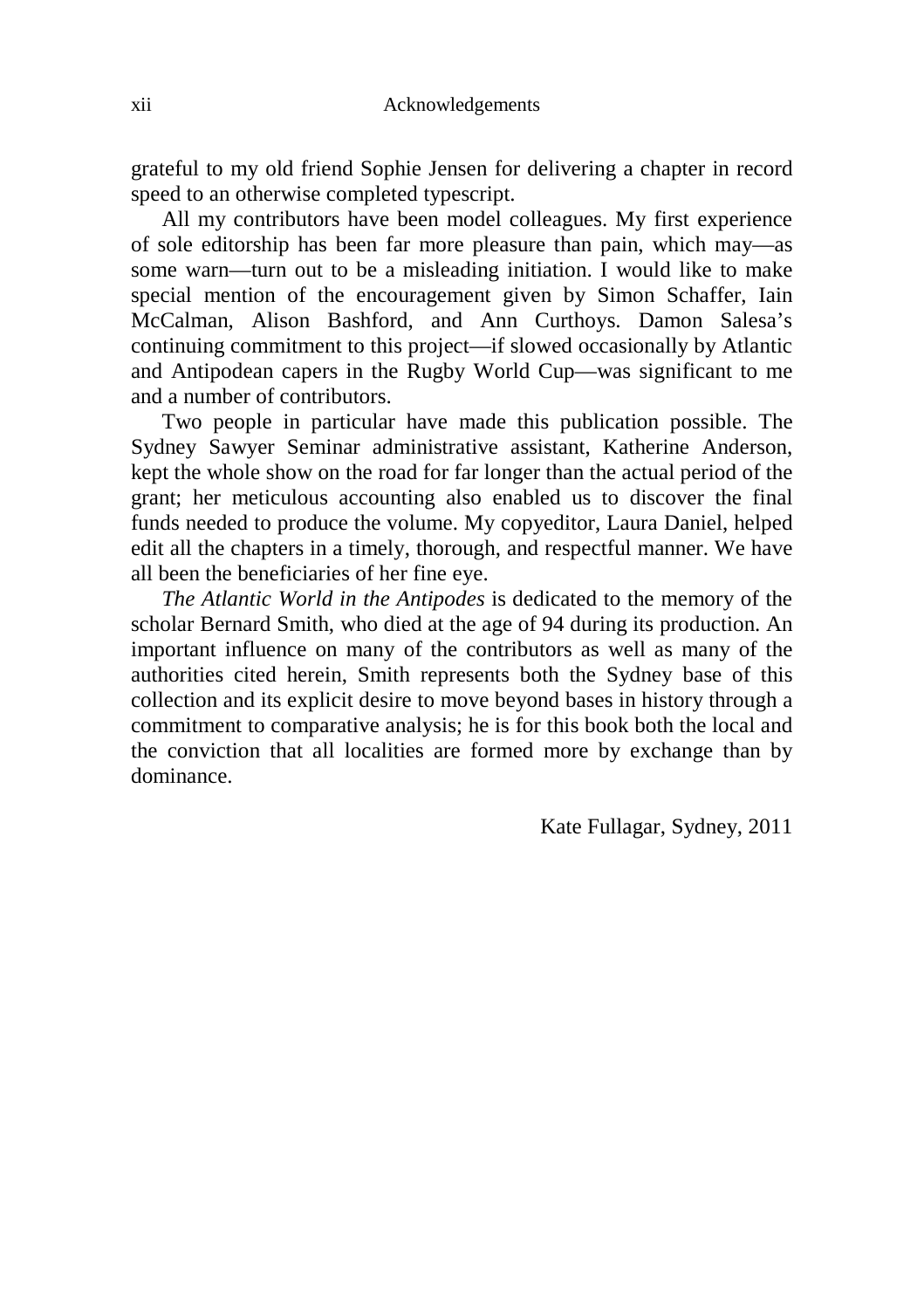grateful to my old friend Sophie Jensen for delivering a chapter in record speed to an otherwise completed typescript.

All my contributors have been model colleagues. My first experience of sole editorship has been far more pleasure than pain, which may—as some warn—turn out to be a misleading initiation. I would like to make special mention of the encouragement given by Simon Schaffer, Iain McCalman, Alison Bashford, and Ann Curthoys. Damon Salesa's continuing commitment to this project—if slowed occasionally by Atlantic and Antipodean capers in the Rugby World Cup—was significant to me and a number of contributors.

Two people in particular have made this publication possible. The Sydney Sawyer Seminar administrative assistant, Katherine Anderson, kept the whole show on the road for far longer than the actual period of the grant; her meticulous accounting also enabled us to discover the final funds needed to produce the volume. My copyeditor, Laura Daniel, helped edit all the chapters in a timely, thorough, and respectful manner. We have all been the beneficiaries of her fine eye.

*The Atlantic World in the Antipodes* is dedicated to the memory of the scholar Bernard Smith, who died at the age of 94 during its production. An important influence on many of the contributors as well as many of the authorities cited herein, Smith represents both the Sydney base of this collection and its explicit desire to move beyond bases in history through a commitment to comparative analysis; he is for this book both the local and the conviction that all localities are formed more by exchange than by dominance.

Kate Fullagar, Sydney, 2011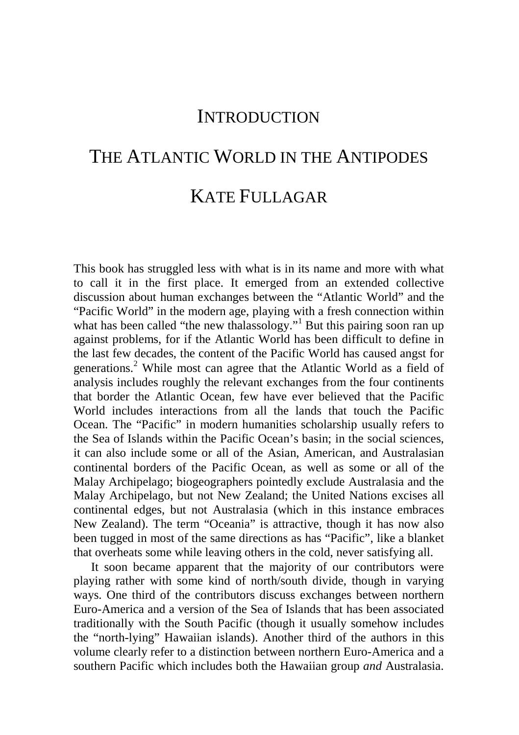# INTRODUCTION

# THE ATLANTIC WORLD IN THE ANTIPODES

## KATE FULLAGAR

This book has struggled less with what is in its name and more with what to call it in the first place. It emerged from an extended collective discussion about human exchanges between the "Atlantic World" and the "Pacific World" in the modern age, playing with a fresh connection within what has been called "the new thalassology."[1] But this pairing soon ran up against problems, for if the Atlantic World has been difficult to define in the last few decades, the content of the Pacific World has caused angst for generations.[2] While most can agree that the Atlantic World as a field of analysis includes roughly the relevant exchanges from the four continents that border the Atlantic Ocean, few have ever believed that the Pacific World includes interactions from all the lands that touch the Pacific Ocean. The "Pacific" in modern humanities scholarship usually refers to the Sea of Islands within the Pacific Ocean's basin; in the social sciences, it can also include some or all of the Asian, American, and Australasian continental borders of the Pacific Ocean, as well as some or all of the Malay Archipelago; biogeographers pointedly exclude Australasia and the Malay Archipelago, but not New Zealand; the United Nations excises all continental edges, but not Australasia (which in this instance embraces New Zealand). The term "Oceania" is attractive, though it has now also been tugged in most of the same directions as has "Pacific", like a blanket that overheats some while leaving others in the cold, never satisfying all.

It soon became apparent that the majority of our contributors were playing rather with some kind of north/south divide, though in varying ways. One third of the contributors discuss exchanges between northern Euro-America and a version of the Sea of Islands that has been associated traditionally with the South Pacific (though it usually somehow includes the "north-lying" Hawaiian islands). Another third of the authors in this volume clearly refer to a distinction between northern Euro-America and a southern Pacific which includes both the Hawaiian group *and* Australasia.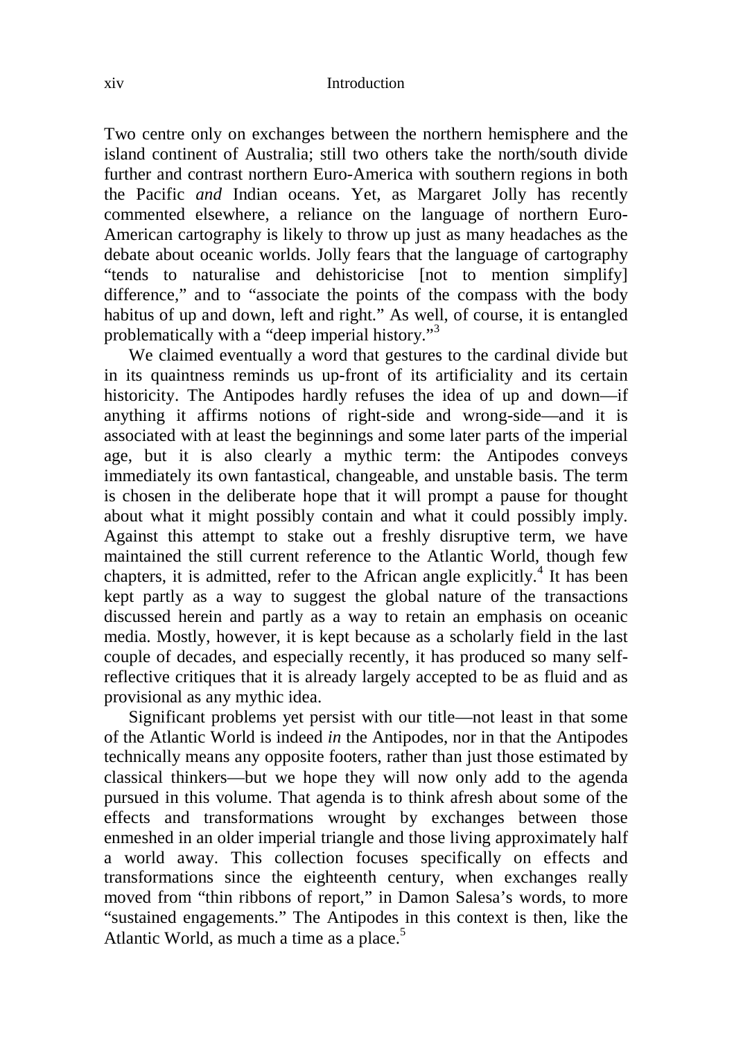Two centre only on exchanges between the northern hemisphere and the island continent of Australia; still two others take the north/south divide further and contrast northern Euro-America with southern regions in both the Pacific *and* Indian oceans. Yet, as Margaret Jolly has recently commented elsewhere, a reliance on the language of northern Euro-American cartography is likely to throw up just as many headaches as the debate about oceanic worlds. Jolly fears that the language of cartography "tends to naturalise and dehistoricise [not to mention simplify] difference," and to "associate the points of the compass with the body habitus of up and down, left and right." As well, of course, it is entangled problematically with a "deep imperial history."[3]

We claimed eventually a word that gestures to the cardinal divide but in its quaintness reminds us up-front of its artificiality and its certain historicity. The Antipodes hardly refuses the idea of up and down—if anything it affirms notions of right-side and wrong-side—and it is associated with at least the beginnings and some later parts of the imperial age, but it is also clearly a mythic term: the Antipodes conveys immediately its own fantastical, changeable, and unstable basis. The term is chosen in the deliberate hope that it will prompt a pause for thought about what it might possibly contain and what it could possibly imply. Against this attempt to stake out a freshly disruptive term, we have maintained the still current reference to the Atlantic World, though few chapters, it is admitted, refer to the African angle explicitly.[4] It has been kept partly as a way to suggest the global nature of the transactions discussed herein and partly as a way to retain an emphasis on oceanic media. Mostly, however, it is kept because as a scholarly field in the last couple of decades, and especially recently, it has produced so many self-reflective critiques that it is already largely accepted to be as fluid and as provisional as any mythic idea.

Significant problems yet persist with our title—not least in that some of the Atlantic World is indeed *in* the Antipodes, nor in that the Antipodes technically means any opposite footers, rather than just those estimated by classical thinkers—but we hope they will now only add to the agenda pursued in this volume. That agenda is to think afresh about some of the effects and transformations wrought by exchanges between those enmeshed in an older imperial triangle and those living approximately half a world away. This collection focuses specifically on effects and transformations since the eighteenth century, when exchanges really moved from "thin ribbons of report," in Damon Salesa's words, to more "sustained engagements." The Antipodes in this context is then, like the Atlantic World, as much a time as a place.[5]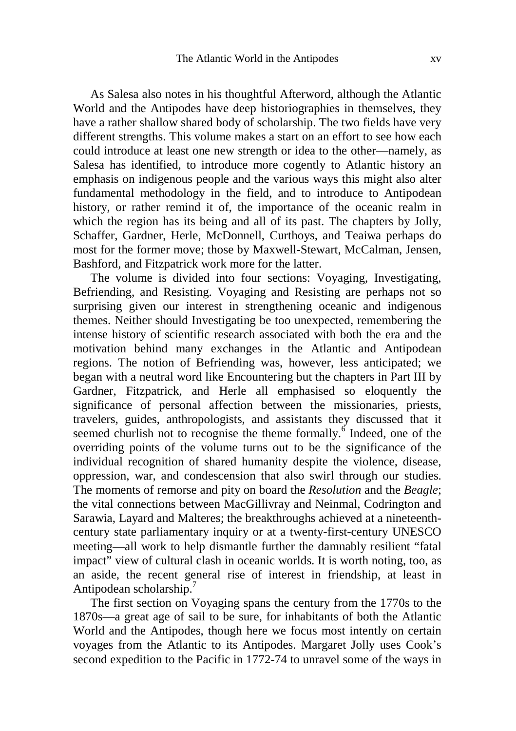As Salesa also notes in his thoughtful Afterword, although the Atlantic World and the Antipodes have deep historiographies in themselves, they have a rather shallow shared body of scholarship. The two fields have very different strengths. This volume makes a start on an effort to see how each could introduce at least one new strength or idea to the other—namely, as Salesa has identified, to introduce more cogently to Atlantic history an emphasis on indigenous people and the various ways this might also alter fundamental methodology in the field, and to introduce to Antipodean history, or rather remind it of, the importance of the oceanic realm in which the region has its being and all of its past. The chapters by Jolly, Schaffer, Gardner, Herle, McDonnell, Curthoys, and Teaiwa perhaps do most for the former move; those by Maxwell-Stewart, McCalman, Jensen, Bashford, and Fitzpatrick work more for the latter.

The volume is divided into four sections: Voyaging, Investigating, Befriending, and Resisting. Voyaging and Resisting are perhaps not so surprising given our interest in strengthening oceanic and indigenous themes. Neither should Investigating be too unexpected, remembering the intense history of scientific research associated with both the era and the motivation behind many exchanges in the Atlantic and Antipodean regions. The notion of Befriending was, however, less anticipated; we began with a neutral word like Encountering but the chapters in Part III by Gardner, Fitzpatrick, and Herle all emphasised so eloquently the significance of personal affection between the missionaries, priests, travelers, guides, anthropologists, and assistants they discussed that it seemed churlish not to recognise the theme formally.[6] Indeed, one of the overriding points of the volume turns out to be the significance of the individual recognition of shared humanity despite the violence, disease, oppression, war, and condescension that also swirl through our studies. The moments of remorse and pity on board the *Resolution* and the *Beagle*; the vital connections between MacGillivray and Neinmal, Codrington and Sarawia, Layard and Malteres; the breakthroughs achieved at a nineteenth-century state parliamentary inquiry or at a twenty-first-century UNESCO meeting—all work to help dismantle further the damnably resilient "fatal impact" view of cultural clash in oceanic worlds. It is worth noting, too, as an aside, the recent general rise of interest in friendship, at least in Antipodean scholarship.[7]

The first section on Voyaging spans the century from the 1770s to the 1870s—a great age of sail to be sure, for inhabitants of both the Atlantic World and the Antipodes, though here we focus most intently on certain voyages from the Atlantic to its Antipodes. Margaret Jolly uses Cook's second expedition to the Pacific in 1772-74 to unravel some of the ways in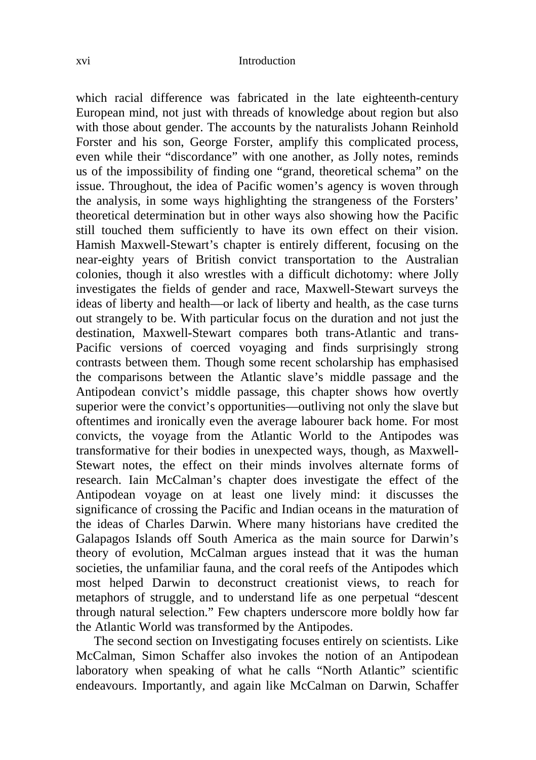which racial difference was fabricated in the late eighteenth-century European mind, not just with threads of knowledge about region but also with those about gender. The accounts by the naturalists Johann Reinhold Forster and his son, George Forster, amplify this complicated process, even while their "discordance" with one another, as Jolly notes, reminds us of the impossibility of finding one "grand, theoretical schema" on the issue. Throughout, the idea of Pacific women's agency is woven through the analysis, in some ways highlighting the strangeness of the Forsters' theoretical determination but in other ways also showing how the Pacific still touched them sufficiently to have its own effect on their vision. Hamish Maxwell-Stewart's chapter is entirely different, focusing on the near-eighty years of British convict transportation to the Australian colonies, though it also wrestles with a difficult dichotomy: where Jolly investigates the fields of gender and race, Maxwell-Stewart surveys the ideas of liberty and health—or lack of liberty and health, as the case turns out strangely to be. With particular focus on the duration and not just the destination, Maxwell-Stewart compares both trans-Atlantic and trans-Pacific versions of coerced voyaging and finds surprisingly strong contrasts between them. Though some recent scholarship has emphasised the comparisons between the Atlantic slave's middle passage and the Antipodean convict's middle passage, this chapter shows how overtly superior were the convict's opportunities—outliving not only the slave but oftentimes and ironically even the average labourer back home. For most convicts, the voyage from the Atlantic World to the Antipodes was transformative for their bodies in unexpected ways, though, as Maxwell-Stewart notes, the effect on their minds involves alternate forms of research. Iain McCalman's chapter does investigate the effect of the Antipodean voyage on at least one lively mind: it discusses the significance of crossing the Pacific and Indian oceans in the maturation of the ideas of Charles Darwin. Where many historians have credited the Galapagos Islands off South America as the main source for Darwin's theory of evolution, McCalman argues instead that it was the human societies, the unfamiliar fauna, and the coral reefs of the Antipodes which most helped Darwin to deconstruct creationist views, to reach for metaphors of struggle, and to understand life as one perpetual "descent through natural selection." Few chapters underscore more boldly how far the Atlantic World was transformed by the Antipodes.

The second section on Investigating focuses entirely on scientists. Like McCalman, Simon Schaffer also invokes the notion of an Antipodean laboratory when speaking of what he calls "North Atlantic" scientific endeavours. Importantly, and again like McCalman on Darwin, Schaffer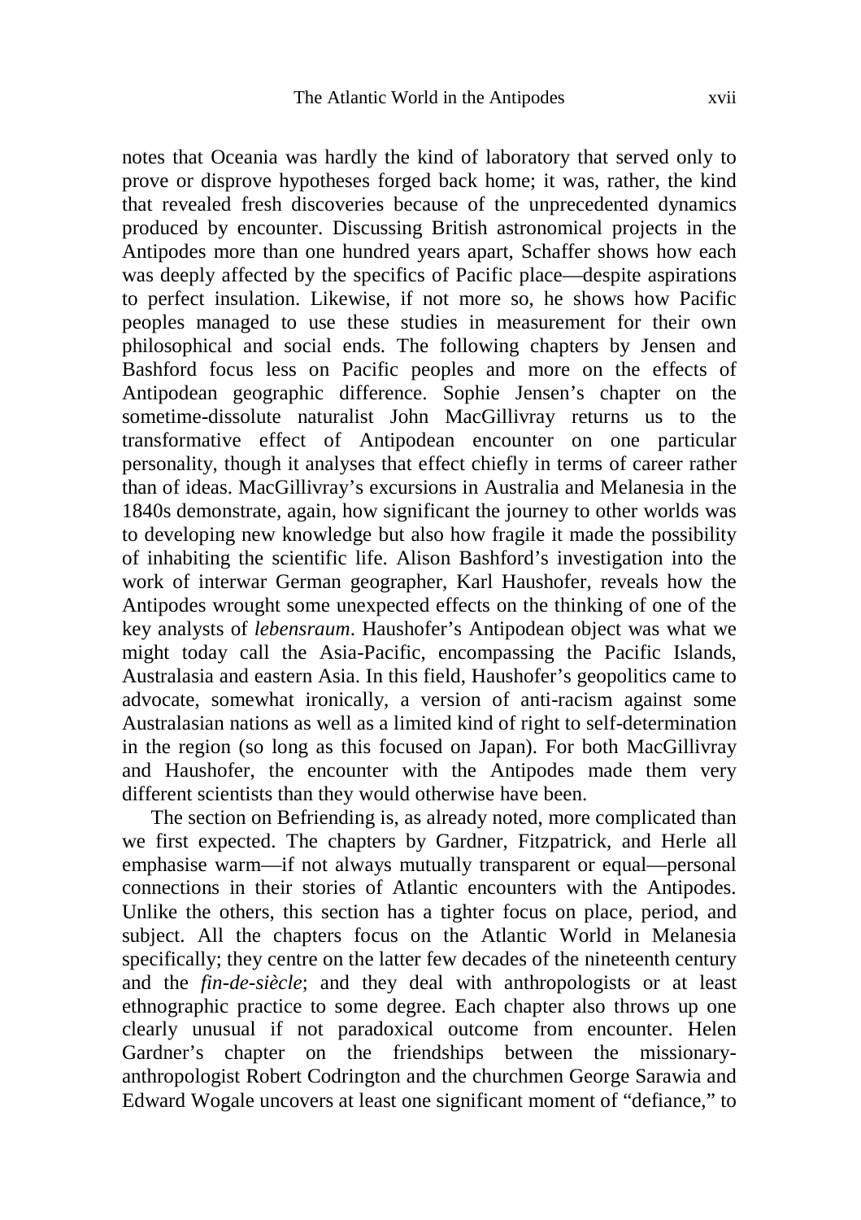notes that Oceania was hardly the kind of laboratory that served only to prove or disprove hypotheses forged back home; it was, rather, the kind that revealed fresh discoveries because of the unprecedented dynamics produced by encounter. Discussing British astronomical projects in the Antipodes more than one hundred years apart, Schaffer shows how each was deeply affected by the specifics of Pacific place—despite aspirations to perfect insulation. Likewise, if not more so, he shows how Pacific peoples managed to use these studies in measurement for their own philosophical and social ends. The following chapters by Jensen and Bashford focus less on Pacific peoples and more on the effects of Antipodean geographic difference. Sophie Jensen's chapter on the sometime-dissolute naturalist John MacGillivray returns us to the transformative effect of Antipodean encounter on one particular personality, though it analyses that effect chiefly in terms of career rather than of ideas. MacGillivray's excursions in Australia and Melanesia in the 1840s demonstrate, again, how significant the journey to other worlds was to developing new knowledge but also how fragile it made the possibility of inhabiting the scientific life. Alison Bashford's investigation into the work of interwar German geographer, Karl Haushofer, reveals how the Antipodes wrought some unexpected effects on the thinking of one of the key analysts of *lebensraum*. Haushofer's Antipodean object was what we might today call the Asia-Pacific, encompassing the Pacific Islands, Australasia and eastern Asia. In this field, Haushofer's geopolitics came to advocate, somewhat ironically, a version of anti-racism against some Australasian nations as well as a limited kind of right to self-determination in the region (so long as this focused on Japan). For both MacGillivray and Haushofer, the encounter with the Antipodes made them very different scientists than they would otherwise have been.

The section on Befriending is, as already noted, more complicated than we first expected. The chapters by Gardner, Fitzpatrick, and Herle all emphasise warm—if not always mutually transparent or equal—personal connections in their stories of Atlantic encounters with the Antipodes. Unlike the others, this section has a tighter focus on place, period, and subject. All the chapters focus on the Atlantic World in Melanesia specifically; they centre on the latter few decades of the nineteenth century and the *fin-de-siècle*; and they deal with anthropologists or at least ethnographic practice to some degree. Each chapter also throws up one clearly unusual if not paradoxical outcome from encounter. Helen Gardner's chapter on the friendships between the missionary-anthropologist Robert Codrington and the churchmen George Sarawia and Edward Wogale uncovers at least one significant moment of "defiance," to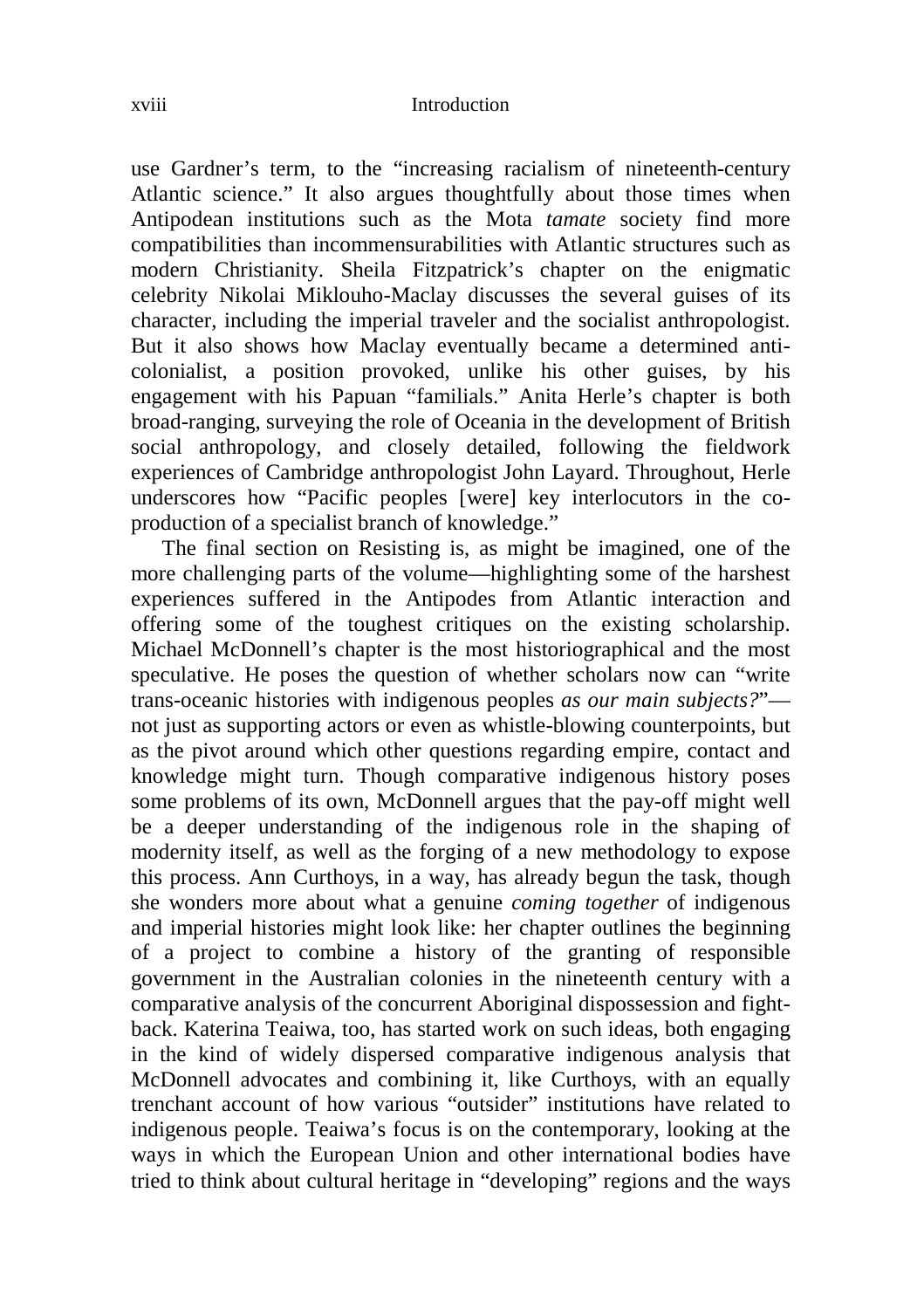use Gardner's term, to the "increasing racialism of nineteenth-century Atlantic science." It also argues thoughtfully about those times when Antipodean institutions such as the Mota *tamate* society find more compatibilities than incommensurabilities with Atlantic structures such as modern Christianity. Sheila Fitzpatrick's chapter on the enigmatic celebrity Nikolai Miklouho-Maclay discusses the several guises of its character, including the imperial traveler and the socialist anthropologist. But it also shows how Maclay eventually became a determined anti-colonialist, a position provoked, unlike his other guises, by his engagement with his Papuan "familials." Anita Herle's chapter is both broad-ranging, surveying the role of Oceania in the development of British social anthropology, and closely detailed, following the fieldwork experiences of Cambridge anthropologist John Layard. Throughout, Herle underscores how "Pacific peoples [were] key interlocutors in the co-production of a specialist branch of knowledge."

The final section on Resisting is, as might be imagined, one of the more challenging parts of the volume—highlighting some of the harshest experiences suffered in the Antipodes from Atlantic interaction and offering some of the toughest critiques on the existing scholarship. Michael McDonnell's chapter is the most historiographical and the most speculative. He poses the question of whether scholars now can "write trans-oceanic histories with indigenous peoples *as our main subjects?*"—not just as supporting actors or even as whistle-blowing counterpoints, but as the pivot around which other questions regarding empire, contact and knowledge might turn. Though comparative indigenous history poses some problems of its own, McDonnell argues that the pay-off might well be a deeper understanding of the indigenous role in the shaping of modernity itself, as well as the forging of a new methodology to expose this process. Ann Curthoys, in a way, has already begun the task, though she wonders more about what a genuine *coming together* of indigenous and imperial histories might look like: her chapter outlines the beginning of a project to combine a history of the granting of responsible government in the Australian colonies in the nineteenth century with a comparative analysis of the concurrent Aboriginal dispossession and fight-back. Katerina Teaiwa, too, has started work on such ideas, both engaging in the kind of widely dispersed comparative indigenous analysis that McDonnell advocates and combining it, like Curthoys, with an equally trenchant account of how various "outsider" institutions have related to indigenous people. Teaiwa's focus is on the contemporary, looking at the ways in which the European Union and other international bodies have tried to think about cultural heritage in "developing" regions and the ways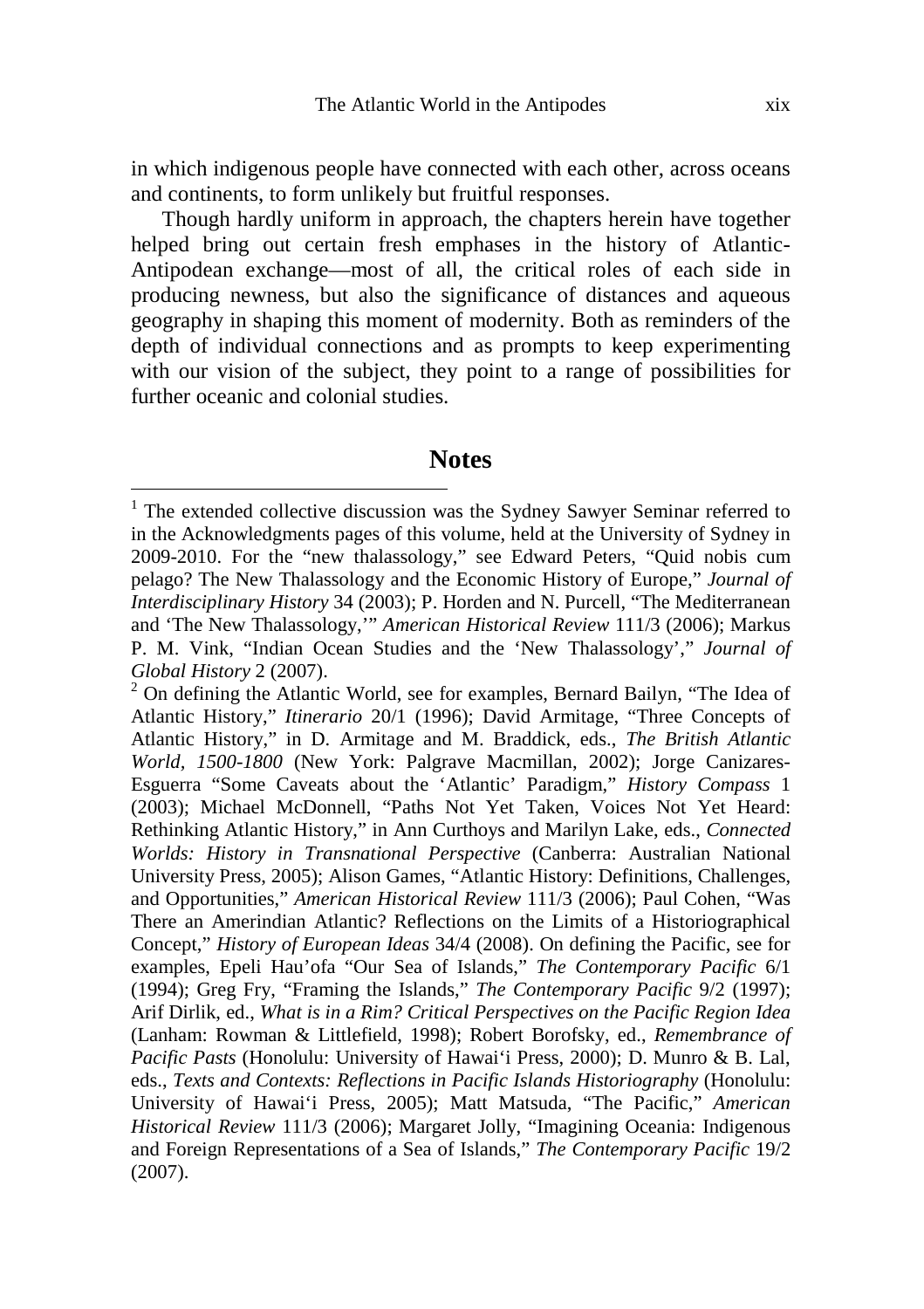in which indigenous people have connected with each other, across oceans and continents, to form unlikely but fruitful responses.

Though hardly uniform in approach, the chapters herein have together helped bring out certain fresh emphases in the history of Atlantic-Antipodean exchange—most of all, the critical roles of each side in producing newness, but also the significance of distances and aqueous geography in shaping this moment of modernity. Both as reminders of the depth of individual connections and as prompts to keep experimenting with our vision of the subject, they point to a range of possibilities for further oceanic and colonial studies.

## Notes

[1] The extended collective discussion was the Sydney Sawyer Seminar referred to in the Acknowledgments pages of this volume, held at the University of Sydney in 2009-2010. For the "new thalassology," see Edward Peters, "Quid nobis cum pelago? The New Thalassology and the Economic History of Europe," *Journal of Interdisciplinary History* 34 (2003); P. Horden and N. Purcell, "The Mediterranean and 'The New Thalassology,'" *American Historical Review* 111/3 (2006); Markus P. M. Vink, "Indian Ocean Studies and the 'New Thalassology'," *Journal of Global History* 2 (2007).

[2] On defining the Atlantic World, see for examples, Bernard Bailyn, "The Idea of Atlantic History," *Itinerario* 20/1 (1996); David Armitage, "Three Concepts of Atlantic History," in D. Armitage and M. Braddick, eds., *The British Atlantic World, 1500-1800* (New York: Palgrave Macmillan, 2002); Jorge Canizares-Esguerra "Some Caveats about the 'Atlantic' Paradigm," *History Compass* 1 (2003); Michael McDonnell, "Paths Not Yet Taken, Voices Not Yet Heard: Rethinking Atlantic History," in Ann Curthoys and Marilyn Lake, eds., *Connected Worlds: History in Transnational Perspective* (Canberra: Australian National University Press, 2005); Alison Games, "Atlantic History: Definitions, Challenges, and Opportunities," *American Historical Review* 111/3 (2006); Paul Cohen, "Was There an Amerindian Atlantic? Reflections on the Limits of a Historiographical Concept," *History of European Ideas* 34/4 (2008). On defining the Pacific, see for examples, Epeli Hau'ofa "Our Sea of Islands," *The Contemporary Pacific* 6/1 (1994); Greg Fry, "Framing the Islands," *The Contemporary Pacific* 9/2 (1997); Arif Dirlik, ed., *What is in a Rim? Critical Perspectives on the Pacific Region Idea* (Lanham: Rowman & Littlefield, 1998); Robert Borofsky, ed., *Remembrance of Pacific Pasts* (Honolulu: University of Hawai'i Press, 2000); D. Munro & B. Lal, eds., *Texts and Contexts: Reflections in Pacific Islands Historiography* (Honolulu: University of Hawai'i Press, 2005); Matt Matsuda, "The Pacific," *American Historical Review* 111/3 (2006); Margaret Jolly, "Imagining Oceania: Indigenous and Foreign Representations of a Sea of Islands," *The Contemporary Pacific* 19/2 (2007).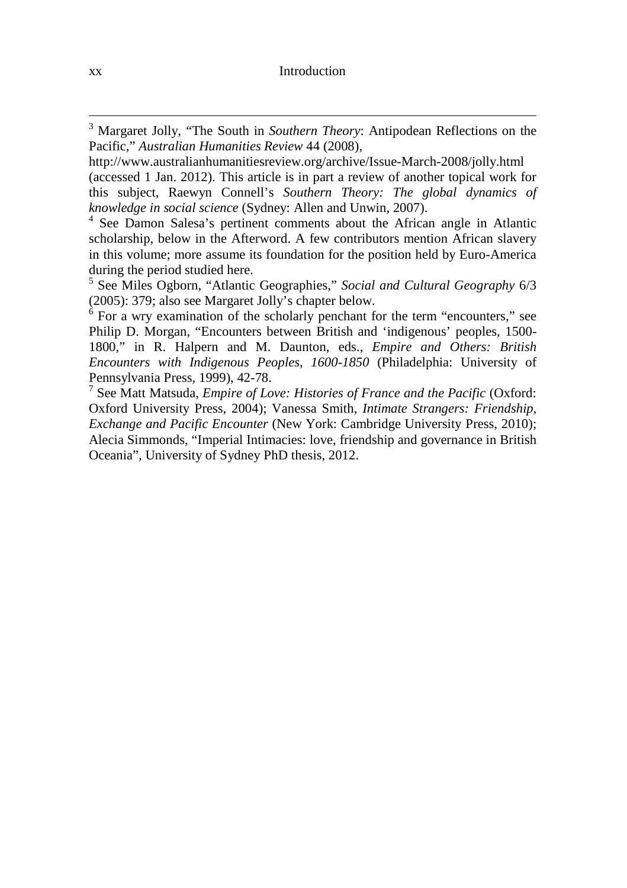[3] Margaret Jolly, "The South in *Southern Theory*: Antipodean Reflections on the Pacific," *Australian Humanities Review* 44 (2008), http://www.australianhumanitiesreview.org/archive/Issue-March-2008/jolly.html (accessed 1 Jan. 2012). This article is in part a review of another topical work for this subject, Raewyn Connell's *Southern Theory: The global dynamics of knowledge in social science* (Sydney: Allen and Unwin, 2007).

[4] See Damon Salesa's pertinent comments about the African angle in Atlantic scholarship, below in the Afterword. A few contributors mention African slavery in this volume; more assume its foundation for the position held by Euro-America during the period studied here.

[5] See Miles Ogborn, "Atlantic Geographies," *Social and Cultural Geography* 6/3 (2005): 379; also see Margaret Jolly's chapter below.

[6] For a wry examination of the scholarly penchant for the term "encounters," see Philip D. Morgan, "Encounters between British and 'indigenous' peoples, 1500-1800," in R. Halpern and M. Daunton, eds., *Empire and Others: British Encounters with Indigenous Peoples, 1600-1850* (Philadelphia: University of Pennsylvania Press, 1999), 42-78.

[7] See Matt Matsuda, *Empire of Love: Histories of France and the Pacific* (Oxford: Oxford University Press, 2004); Vanessa Smith, *Intimate Strangers: Friendship, Exchange and Pacific Encounter* (New York: Cambridge University Press, 2010); Alecia Simmonds, "Imperial Intimacies: love, friendship and governance in British Oceania", University of Sydney PhD thesis, 2012.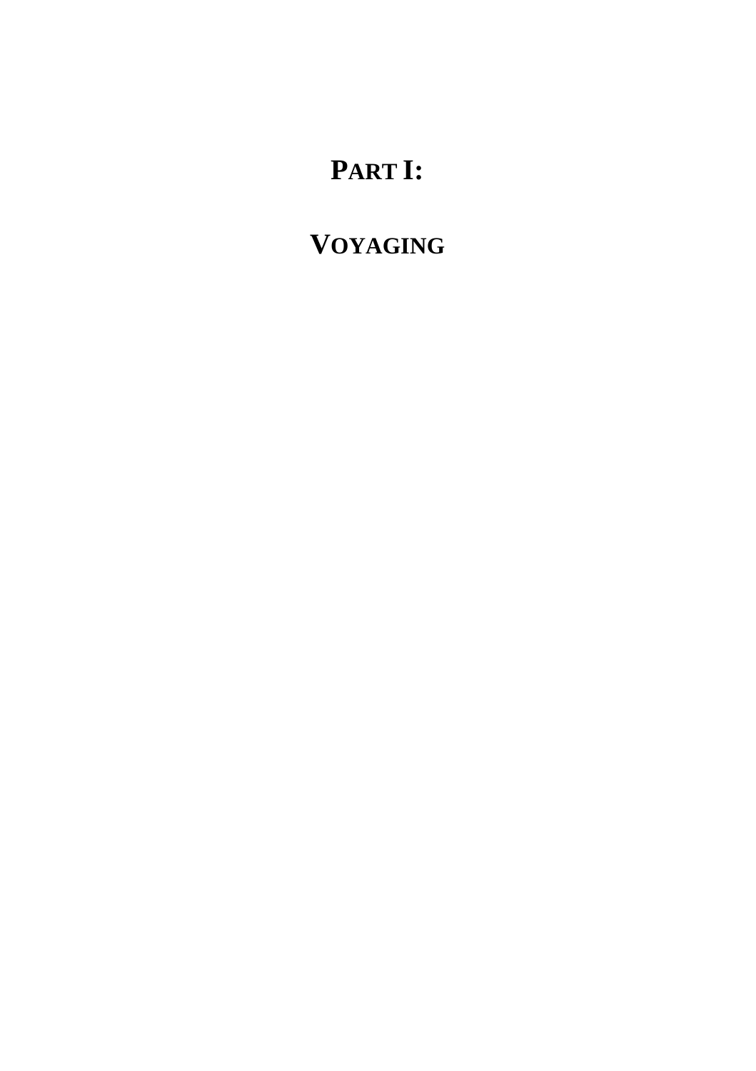# PART I:

# VOYAGING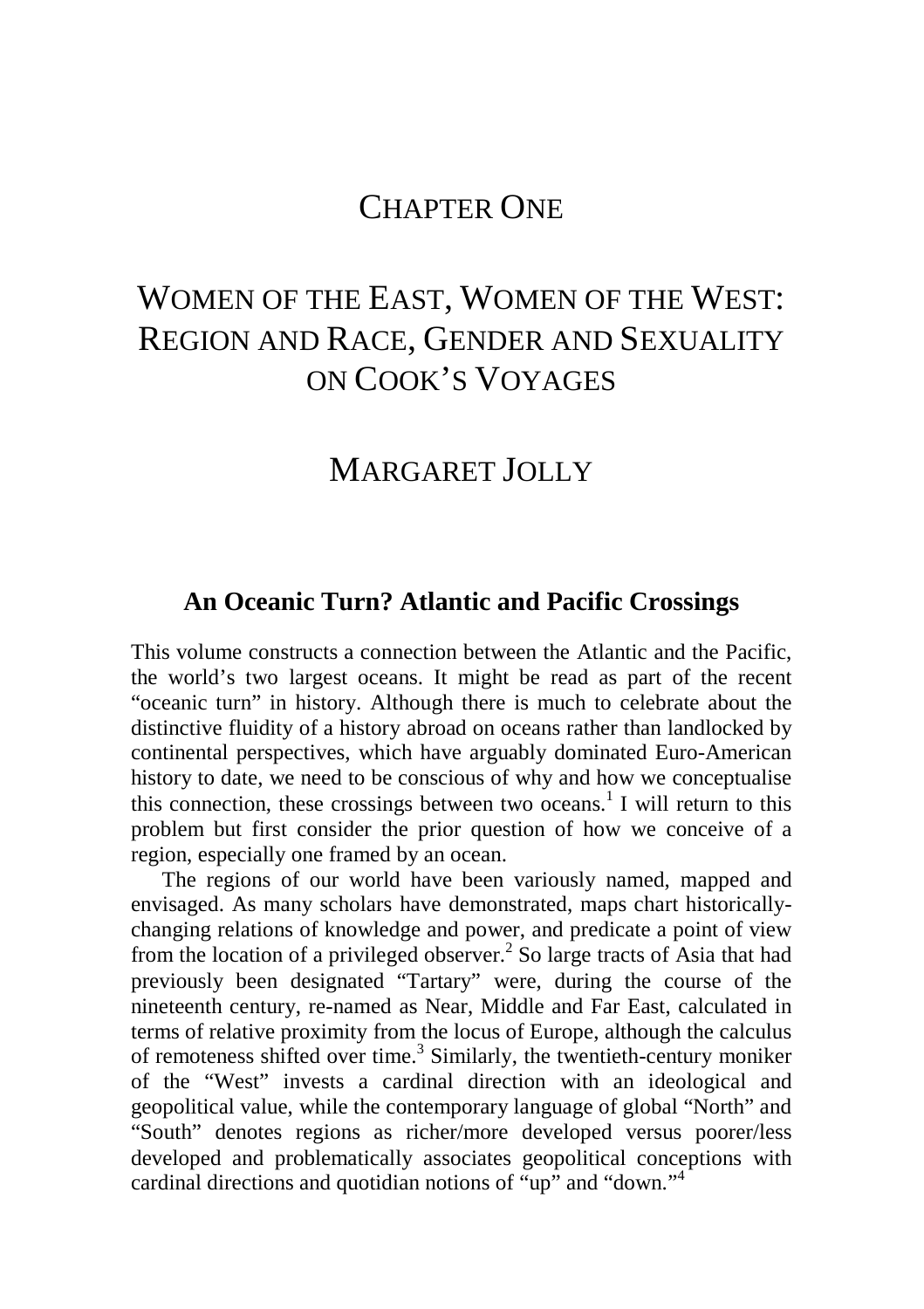# CHAPTER ONE

# WOMEN OF THE EAST, WOMEN OF THE WEST: REGION AND RACE, GENDER AND SEXUALITY ON COOK'S VOYAGES

## MARGARET JOLLY

### An Oceanic Turn? Atlantic and Pacific Crossings

This volume constructs a connection between the Atlantic and the Pacific, the world's two largest oceans. It might be read as part of the recent "oceanic turn" in history. Although there is much to celebrate about the distinctive fluidity of a history abroad on oceans rather than landlocked by continental perspectives, which have arguably dominated Euro-American history to date, we need to be conscious of why and how we conceptualise this connection, these crossings between two oceans.[1] I will return to this problem but first consider the prior question of how we conceive of a region, especially one framed by an ocean.

The regions of our world have been variously named, mapped and envisaged. As many scholars have demonstrated, maps chart historically-changing relations of knowledge and power, and predicate a point of view from the location of a privileged observer.[2] So large tracts of Asia that had previously been designated "Tartary" were, during the course of the nineteenth century, re-named as Near, Middle and Far East, calculated in terms of relative proximity from the locus of Europe, although the calculus of remoteness shifted over time.[3] Similarly, the twentieth-century moniker of the "West" invests a cardinal direction with an ideological and geopolitical value, while the contemporary language of global "North" and "South" denotes regions as richer/more developed versus poorer/less developed and problematically associates geopolitical conceptions with cardinal directions and quotidian notions of "up" and "down."[4]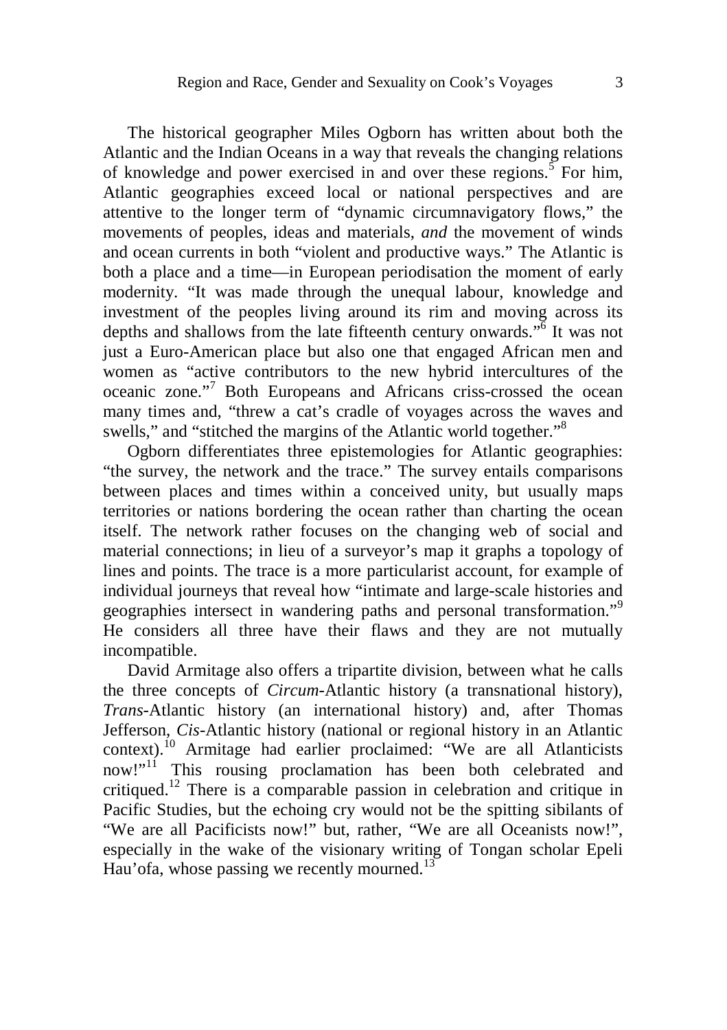The historical geographer Miles Ogborn has written about both the Atlantic and the Indian Oceans in a way that reveals the changing relations of knowledge and power exercised in and over these regions.[5] For him, Atlantic geographies exceed local or national perspectives and are attentive to the longer term of "dynamic circumnavigatory flows," the movements of peoples, ideas and materials, *and* the movement of winds and ocean currents in both "violent and productive ways." The Atlantic is both a place and a time—in European periodisation the moment of early modernity. "It was made through the unequal labour, knowledge and investment of the peoples living around its rim and moving across its depths and shallows from the late fifteenth century onwards."[6] It was not just a Euro-American place but also one that engaged African men and women as "active contributors to the new hybrid intercultures of the oceanic zone."[7] Both Europeans and Africans criss-crossed the ocean many times and, "threw a cat's cradle of voyages across the waves and swells," and "stitched the margins of the Atlantic world together."[8]

Ogborn differentiates three epistemologies for Atlantic geographies: "the survey, the network and the trace." The survey entails comparisons between places and times within a conceived unity, but usually maps territories or nations bordering the ocean rather than charting the ocean itself. The network rather focuses on the changing web of social and material connections; in lieu of a surveyor's map it graphs a topology of lines and points. The trace is a more particularist account, for example of individual journeys that reveal how "intimate and large-scale histories and geographies intersect in wandering paths and personal transformation."[9] He considers all three have their flaws and they are not mutually incompatible.

David Armitage also offers a tripartite division, between what he calls the three concepts of *Circum*-Atlantic history (a transnational history), *Trans*-Atlantic history (an international history) and, after Thomas Jefferson, *Cis*-Atlantic history (national or regional history in an Atlantic context).[10] Armitage had earlier proclaimed: "We are all Atlanticists now!"[11] This rousing proclamation has been both celebrated and critiqued.[12] There is a comparable passion in celebration and critique in Pacific Studies, but the echoing cry would not be the spitting sibilants of "We are all Pacificists now!" but, rather, "We are all Oceanists now!", especially in the wake of the visionary writing of Tongan scholar Epeli Hau'ofa, whose passing we recently mourned.[13]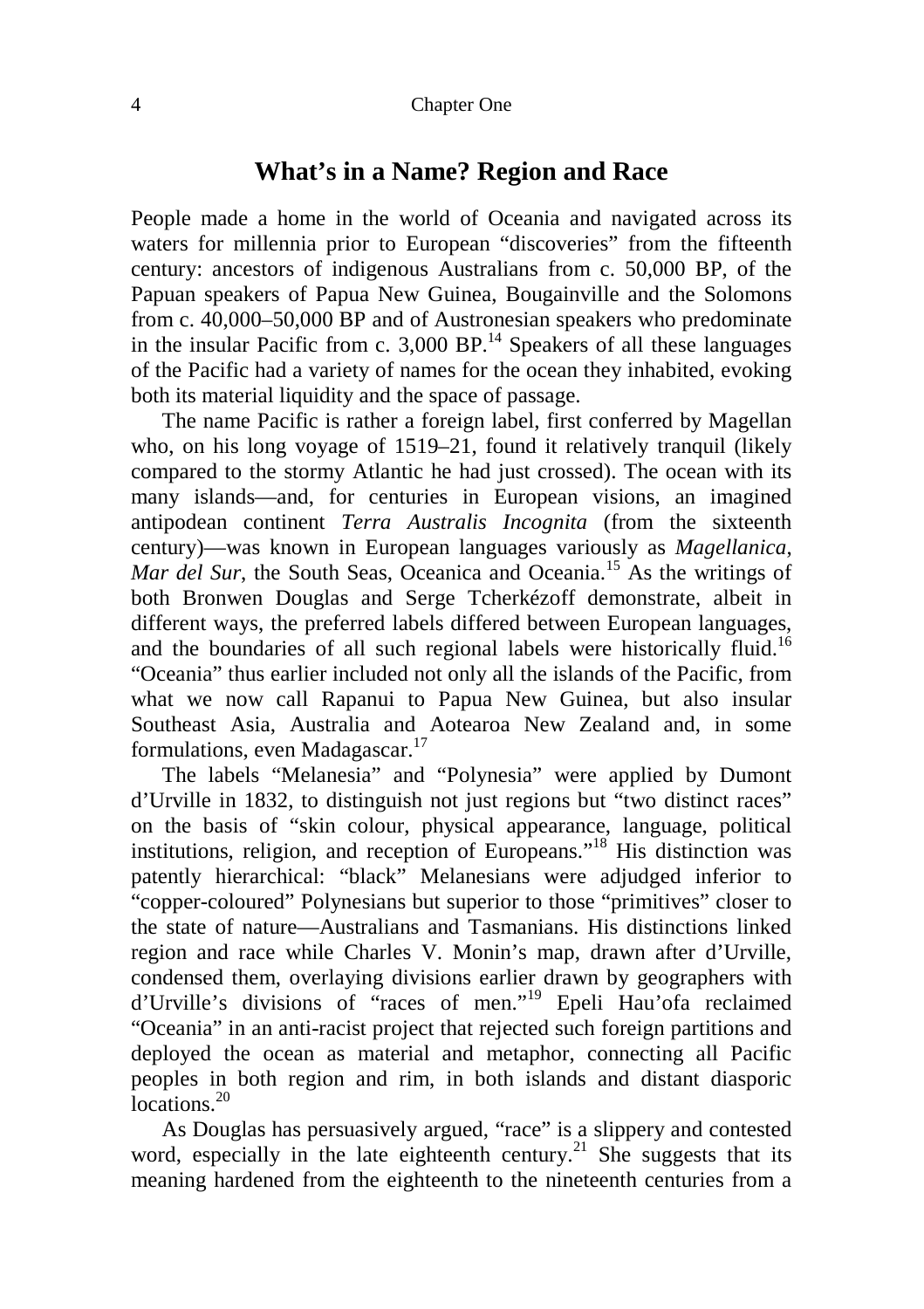## What's in a Name? Region and Race

People made a home in the world of Oceania and navigated across its waters for millennia prior to European "discoveries" from the fifteenth century: ancestors of indigenous Australians from c. 50,000 BP, of the Papuan speakers of Papua New Guinea, Bougainville and the Solomons from c. 40,000–50,000 BP and of Austronesian speakers who predominate in the insular Pacific from c. 3,000 BP.[14] Speakers of all these languages of the Pacific had a variety of names for the ocean they inhabited, evoking both its material liquidity and the space of passage.

The name Pacific is rather a foreign label, first conferred by Magellan who, on his long voyage of 1519–21, found it relatively tranquil (likely compared to the stormy Atlantic he had just crossed). The ocean with its many islands—and, for centuries in European visions, an imagined antipodean continent *Terra Australis Incognita* (from the sixteenth century)—was known in European languages variously as *Magellanica*, *Mar del Sur*, the South Seas, Oceanica and Oceania.[15] As the writings of both Bronwen Douglas and Serge Tcherkézoff demonstrate, albeit in different ways, the preferred labels differed between European languages, and the boundaries of all such regional labels were historically fluid.[16] "Oceania" thus earlier included not only all the islands of the Pacific, from what we now call Rapanui to Papua New Guinea, but also insular Southeast Asia, Australia and Aotearoa New Zealand and, in some formulations, even Madagascar.[17]

The labels "Melanesia" and "Polynesia" were applied by Dumont d'Urville in 1832, to distinguish not just regions but "two distinct races" on the basis of "skin colour, physical appearance, language, political institutions, religion, and reception of Europeans."[18] His distinction was patently hierarchical: "black" Melanesians were adjudged inferior to "copper-coloured" Polynesians but superior to those "primitives" closer to the state of nature—Australians and Tasmanians. His distinctions linked region and race while Charles V. Monin's map, drawn after d'Urville, condensed them, overlaying divisions earlier drawn by geographers with d'Urville's divisions of "races of men."[19] Epeli Hau'ofa reclaimed "Oceania" in an anti-racist project that rejected such foreign partitions and deployed the ocean as material and metaphor, connecting all Pacific peoples in both region and rim, in both islands and distant diasporic locations.[20]

As Douglas has persuasively argued, "race" is a slippery and contested word, especially in the late eighteenth century.[21] She suggests that its meaning hardened from the eighteenth to the nineteenth centuries from a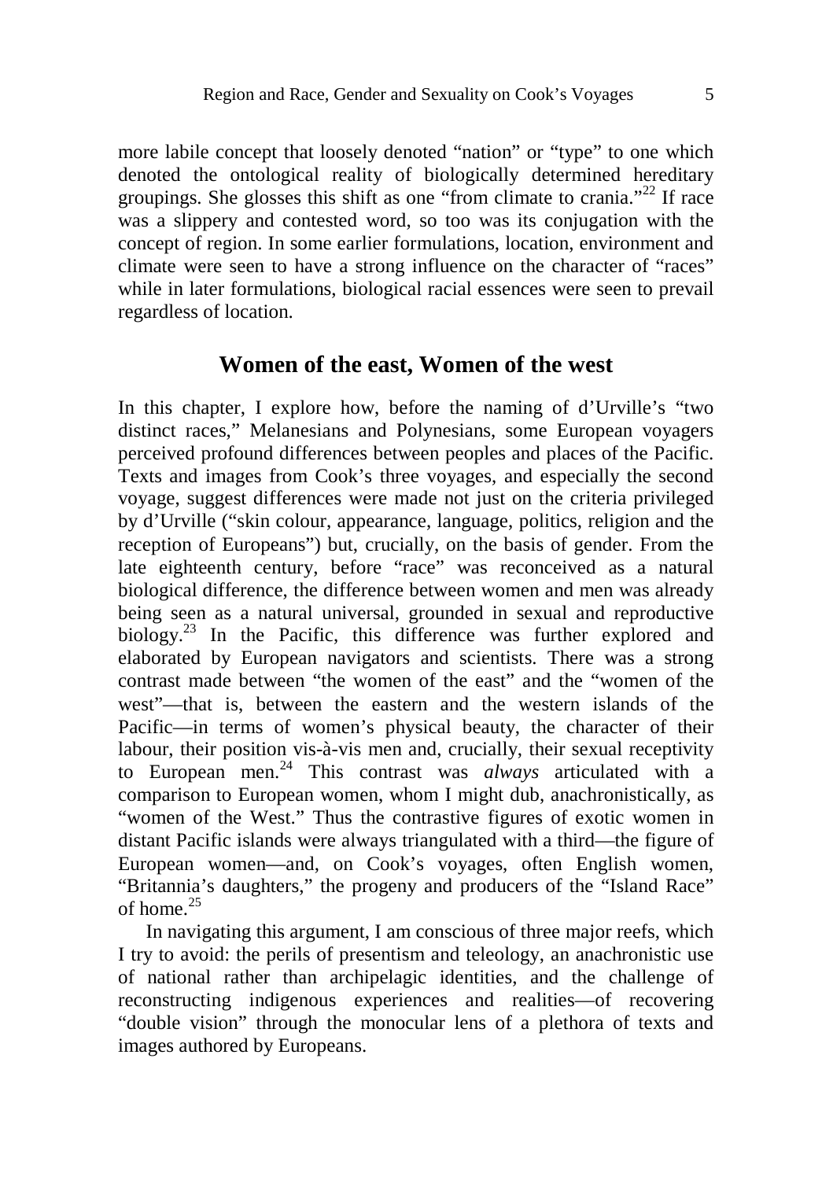more labile concept that loosely denoted "nation" or "type" to one which denoted the ontological reality of biologically determined hereditary groupings. She glosses this shift as one "from climate to crania."[22] If race was a slippery and contested word, so too was its conjugation with the concept of region. In some earlier formulations, location, environment and climate were seen to have a strong influence on the character of "races" while in later formulations, biological racial essences were seen to prevail regardless of location.

## Women of the east, Women of the west

In this chapter, I explore how, before the naming of d'Urville's "two distinct races," Melanesians and Polynesians, some European voyagers perceived profound differences between peoples and places of the Pacific. Texts and images from Cook's three voyages, and especially the second voyage, suggest differences were made not just on the criteria privileged by d'Urville ("skin colour, appearance, language, politics, religion and the reception of Europeans") but, crucially, on the basis of gender. From the late eighteenth century, before "race" was reconceived as a natural biological difference, the difference between women and men was already being seen as a natural universal, grounded in sexual and reproductive biology.[23] In the Pacific, this difference was further explored and elaborated by European navigators and scientists. There was a strong contrast made between "the women of the east" and the "women of the west"—that is, between the eastern and the western islands of the Pacific—in terms of women's physical beauty, the character of their labour, their position vis-à-vis men and, crucially, their sexual receptivity to European men.[24] This contrast was *always* articulated with a comparison to European women, whom I might dub, anachronistically, as "women of the West." Thus the contrastive figures of exotic women in distant Pacific islands were always triangulated with a third—the figure of European women—and, on Cook's voyages, often English women, "Britannia's daughters," the progeny and producers of the "Island Race" of home.[25]

In navigating this argument, I am conscious of three major reefs, which I try to avoid: the perils of presentism and teleology, an anachronistic use of national rather than archipelagic identities, and the challenge of reconstructing indigenous experiences and realities—of recovering "double vision" through the monocular lens of a plethora of texts and images authored by Europeans.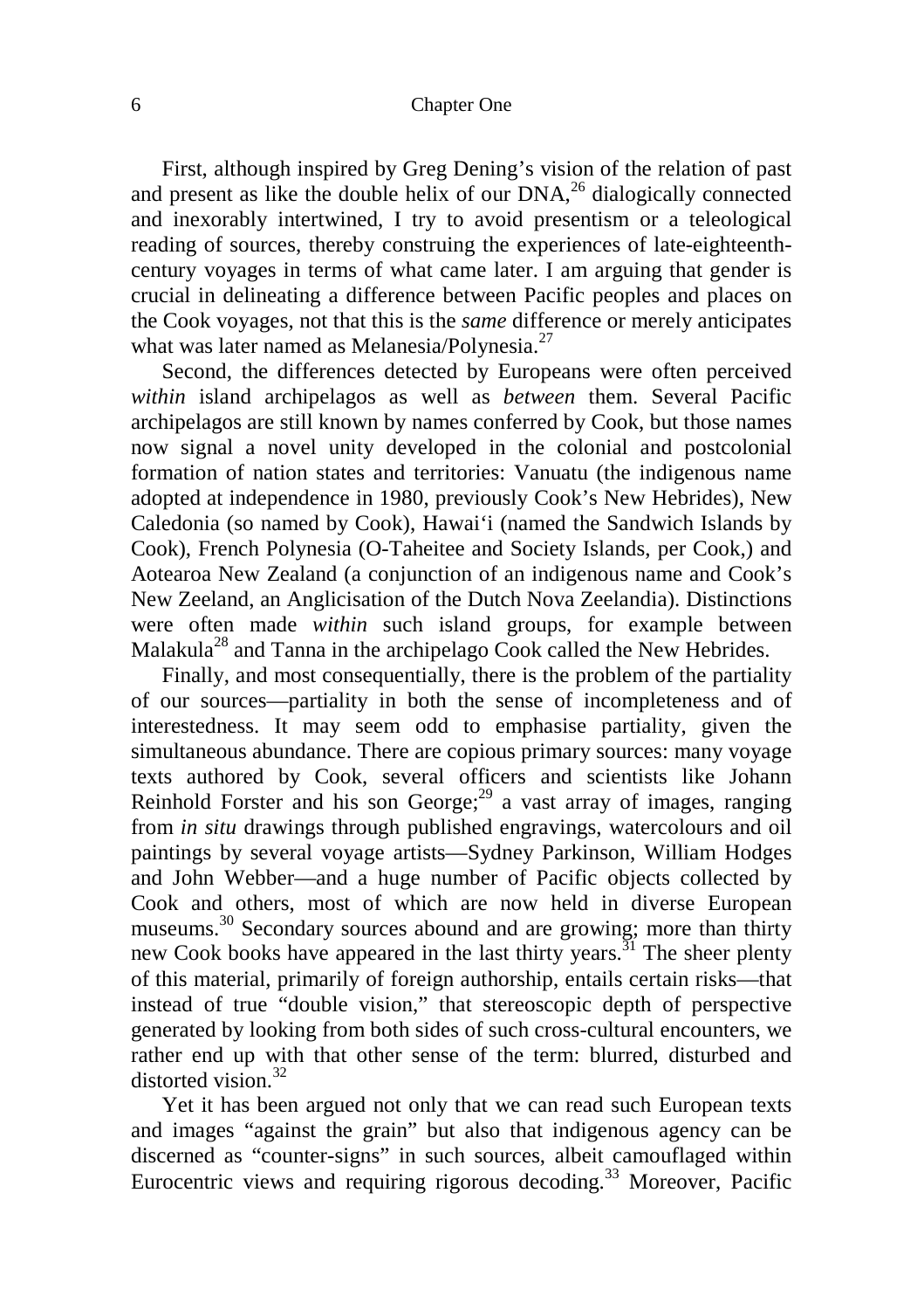First, although inspired by Greg Dening's vision of the relation of past and present as like the double helix of our DNA,[26] dialogically connected and inexorably intertwined, I try to avoid presentism or a teleological reading of sources, thereby construing the experiences of late-eighteenth-century voyages in terms of what came later. I am arguing that gender is crucial in delineating a difference between Pacific peoples and places on the Cook voyages, not that this is the *same* difference or merely anticipates what was later named as Melanesia/Polynesia.[27]

Second, the differences detected by Europeans were often perceived *within* island archipelagos as well as *between* them. Several Pacific archipelagos are still known by names conferred by Cook, but those names now signal a novel unity developed in the colonial and postcolonial formation of nation states and territories: Vanuatu (the indigenous name adopted at independence in 1980, previously Cook's New Hebrides), New Caledonia (so named by Cook), Hawai'i (named the Sandwich Islands by Cook), French Polynesia (O-Taheitee and Society Islands, per Cook,) and Aotearoa New Zealand (a conjunction of an indigenous name and Cook's New Zeeland, an Anglicisation of the Dutch Nova Zeelandia). Distinctions were often made *within* such island groups, for example between Malakula[28] and Tanna in the archipelago Cook called the New Hebrides.

Finally, and most consequentially, there is the problem of the partiality of our sources—partiality in both the sense of incompleteness and of interestedness. It may seem odd to emphasise partiality, given the simultaneous abundance. There are copious primary sources: many voyage texts authored by Cook, several officers and scientists like Johann Reinhold Forster and his son George;[29] a vast array of images, ranging from *in situ* drawings through published engravings, watercolours and oil paintings by several voyage artists—Sydney Parkinson, William Hodges and John Webber—and a huge number of Pacific objects collected by Cook and others, most of which are now held in diverse European museums.[30] Secondary sources abound and are growing; more than thirty new Cook books have appeared in the last thirty years.[31] The sheer plenty of this material, primarily of foreign authorship, entails certain risks—that instead of true "double vision," that stereoscopic depth of perspective generated by looking from both sides of such cross-cultural encounters, we rather end up with that other sense of the term: blurred, disturbed and distorted vision.[32]

Yet it has been argued not only that we can read such European texts and images "against the grain" but also that indigenous agency can be discerned as "counter-signs" in such sources, albeit camouflaged within Eurocentric views and requiring rigorous decoding.[33] Moreover, Pacific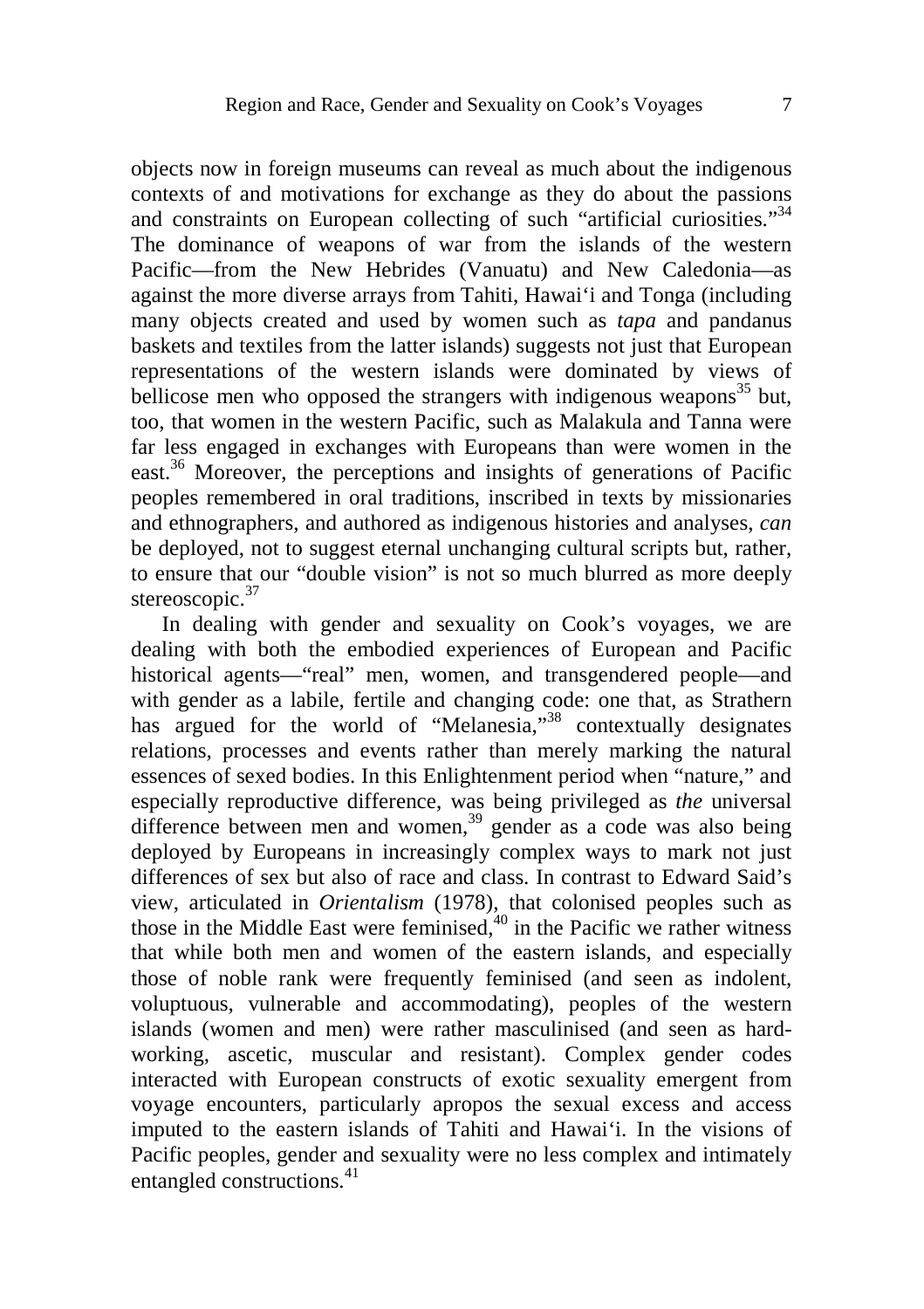objects now in foreign museums can reveal as much about the indigenous contexts of and motivations for exchange as they do about the passions and constraints on European collecting of such "artificial curiosities."[34] The dominance of weapons of war from the islands of the western Pacific—from the New Hebrides (Vanuatu) and New Caledonia—as against the more diverse arrays from Tahiti, Hawai'i and Tonga (including many objects created and used by women such as *tapa* and pandanus baskets and textiles from the latter islands) suggests not just that European representations of the western islands were dominated by views of bellicose men who opposed the strangers with indigenous weapons[35] but, too, that women in the western Pacific, such as Malakula and Tanna were far less engaged in exchanges with Europeans than were women in the east.[36] Moreover, the perceptions and insights of generations of Pacific peoples remembered in oral traditions, inscribed in texts by missionaries and ethnographers, and authored as indigenous histories and analyses, *can* be deployed, not to suggest eternal unchanging cultural scripts but, rather, to ensure that our "double vision" is not so much blurred as more deeply stereoscopic.[37]

In dealing with gender and sexuality on Cook's voyages, we are dealing with both the embodied experiences of European and Pacific historical agents—"real" men, women, and transgendered people—and with gender as a labile, fertile and changing code: one that, as Strathern has argued for the world of "Melanesia,"[38] contextually designates relations, processes and events rather than merely marking the natural essences of sexed bodies. In this Enlightenment period when "nature," and especially reproductive difference, was being privileged as *the* universal difference between men and women,[39] gender as a code was also being deployed by Europeans in increasingly complex ways to mark not just differences of sex but also of race and class. In contrast to Edward Said's view, articulated in *Orientalism* (1978), that colonised peoples such as those in the Middle East were feminised,[40] in the Pacific we rather witness that while both men and women of the eastern islands, and especially those of noble rank were frequently feminised (and seen as indolent, voluptuous, vulnerable and accommodating), peoples of the western islands (women and men) were rather masculinised (and seen as hard-working, ascetic, muscular and resistant). Complex gender codes interacted with European constructs of exotic sexuality emergent from voyage encounters, particularly apropos the sexual excess and access imputed to the eastern islands of Tahiti and Hawai'i. In the visions of Pacific peoples, gender and sexuality were no less complex and intimately entangled constructions.[41]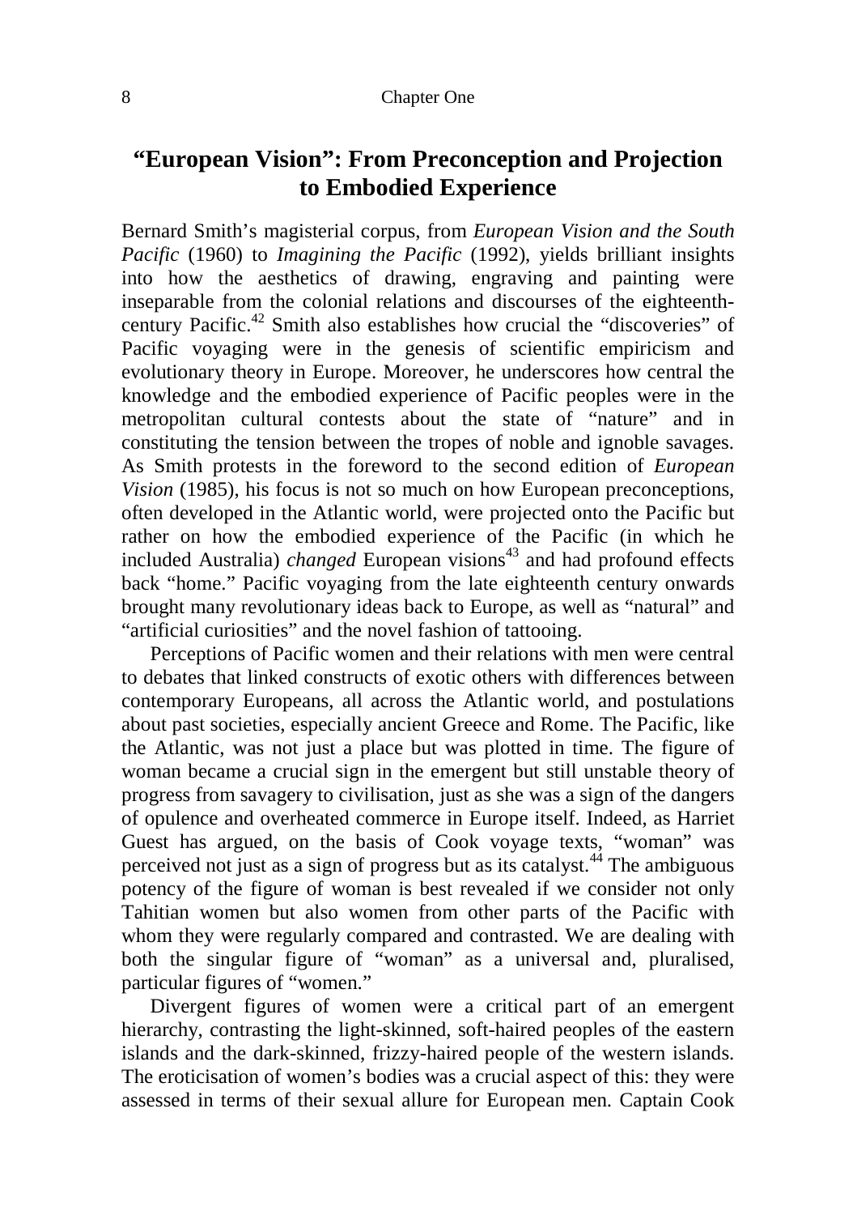## "European Vision": From Preconception and Projection to Embodied Experience

Bernard Smith's magisterial corpus, from *European Vision and the South Pacific* (1960) to *Imagining the Pacific* (1992), yields brilliant insights into how the aesthetics of drawing, engraving and painting were inseparable from the colonial relations and discourses of the eighteenth-century Pacific.[42] Smith also establishes how crucial the "discoveries" of Pacific voyaging were in the genesis of scientific empiricism and evolutionary theory in Europe. Moreover, he underscores how central the knowledge and the embodied experience of Pacific peoples were in the metropolitan cultural contests about the state of "nature" and in constituting the tension between the tropes of noble and ignoble savages. As Smith protests in the foreword to the second edition of *European Vision* (1985), his focus is not so much on how European preconceptions, often developed in the Atlantic world, were projected onto the Pacific but rather on how the embodied experience of the Pacific (in which he included Australia) *changed* European visions[43] and had profound effects back "home." Pacific voyaging from the late eighteenth century onwards brought many revolutionary ideas back to Europe, as well as "natural" and "artificial curiosities" and the novel fashion of tattooing.

Perceptions of Pacific women and their relations with men were central to debates that linked constructs of exotic others with differences between contemporary Europeans, all across the Atlantic world, and postulations about past societies, especially ancient Greece and Rome. The Pacific, like the Atlantic, was not just a place but was plotted in time. The figure of woman became a crucial sign in the emergent but still unstable theory of progress from savagery to civilisation, just as she was a sign of the dangers of opulence and overheated commerce in Europe itself. Indeed, as Harriet Guest has argued, on the basis of Cook voyage texts, "woman" was perceived not just as a sign of progress but as its catalyst.[44] The ambiguous potency of the figure of woman is best revealed if we consider not only Tahitian women but also women from other parts of the Pacific with whom they were regularly compared and contrasted. We are dealing with both the singular figure of "woman" as a universal and, pluralised, particular figures of "women."

Divergent figures of women were a critical part of an emergent hierarchy, contrasting the light-skinned, soft-haired peoples of the eastern islands and the dark-skinned, frizzy-haired people of the western islands. The eroticisation of women's bodies was a crucial aspect of this: they were assessed in terms of their sexual allure for European men. Captain Cook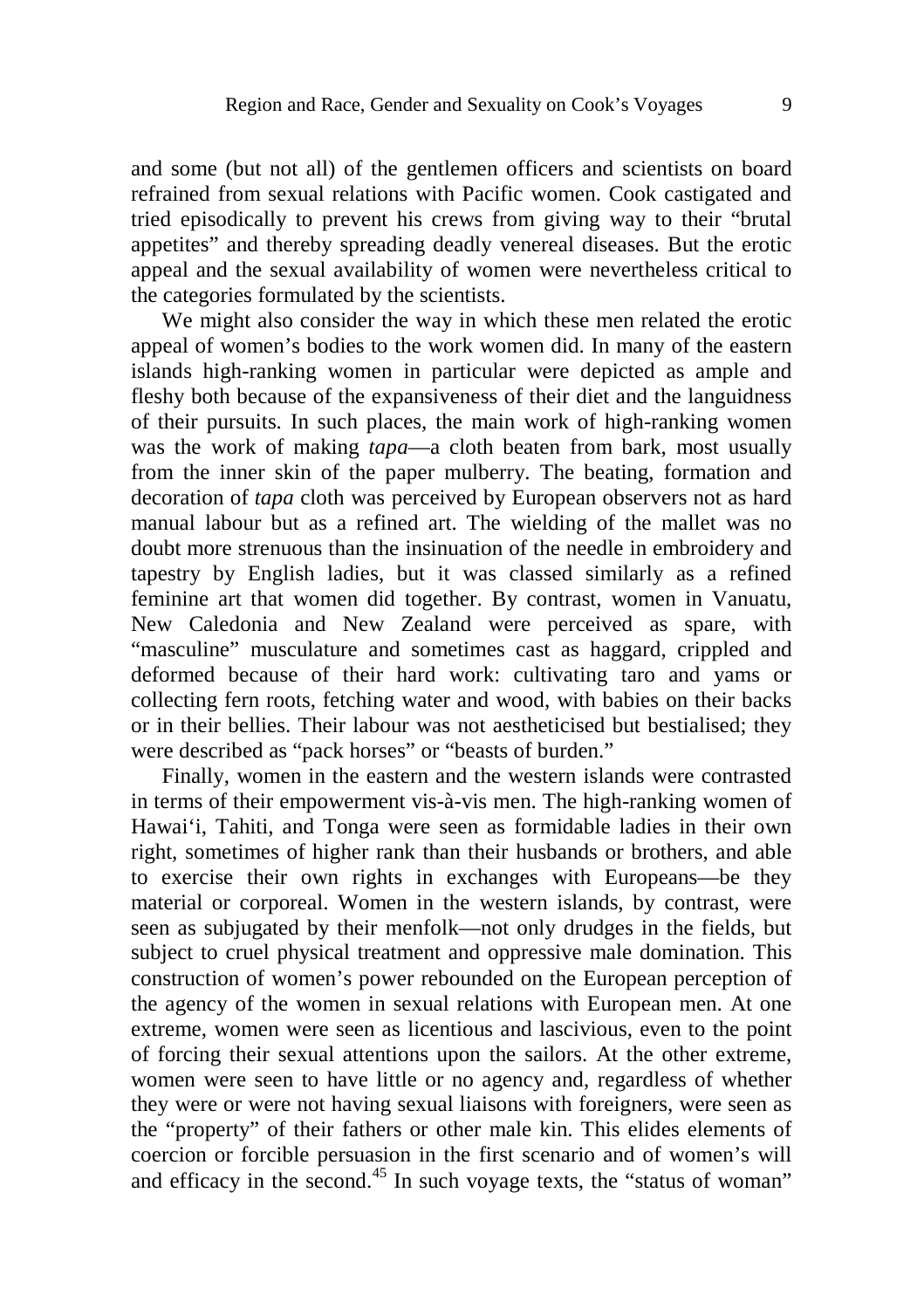and some (but not all) of the gentlemen officers and scientists on board refrained from sexual relations with Pacific women. Cook castigated and tried episodically to prevent his crews from giving way to their "brutal appetites" and thereby spreading deadly venereal diseases. But the erotic appeal and the sexual availability of women were nevertheless critical to the categories formulated by the scientists.

We might also consider the way in which these men related the erotic appeal of women's bodies to the work women did. In many of the eastern islands high-ranking women in particular were depicted as ample and fleshy both because of the expansiveness of their diet and the languidness of their pursuits. In such places, the main work of high-ranking women was the work of making *tapa*—a cloth beaten from bark, most usually from the inner skin of the paper mulberry. The beating, formation and decoration of *tapa* cloth was perceived by European observers not as hard manual labour but as a refined art. The wielding of the mallet was no doubt more strenuous than the insinuation of the needle in embroidery and tapestry by English ladies, but it was classed similarly as a refined feminine art that women did together. By contrast, women in Vanuatu, New Caledonia and New Zealand were perceived as spare, with "masculine" musculature and sometimes cast as haggard, crippled and deformed because of their hard work: cultivating taro and yams or collecting fern roots, fetching water and wood, with babies on their backs or in their bellies. Their labour was not aestheticised but bestialised; they were described as "pack horses" or "beasts of burden."

Finally, women in the eastern and the western islands were contrasted in terms of their empowerment vis-à-vis men. The high-ranking women of Hawai'i, Tahiti, and Tonga were seen as formidable ladies in their own right, sometimes of higher rank than their husbands or brothers, and able to exercise their own rights in exchanges with Europeans—be they material or corporeal. Women in the western islands, by contrast, were seen as subjugated by their menfolk—not only drudges in the fields, but subject to cruel physical treatment and oppressive male domination. This construction of women's power rebounded on the European perception of the agency of the women in sexual relations with European men. At one extreme, women were seen as licentious and lascivious, even to the point of forcing their sexual attentions upon the sailors. At the other extreme, women were seen to have little or no agency and, regardless of whether they were or were not having sexual liaisons with foreigners, were seen as the "property" of their fathers or other male kin. This elides elements of coercion or forcible persuasion in the first scenario and of women's will and efficacy in the second.[45] In such voyage texts, the "status of woman"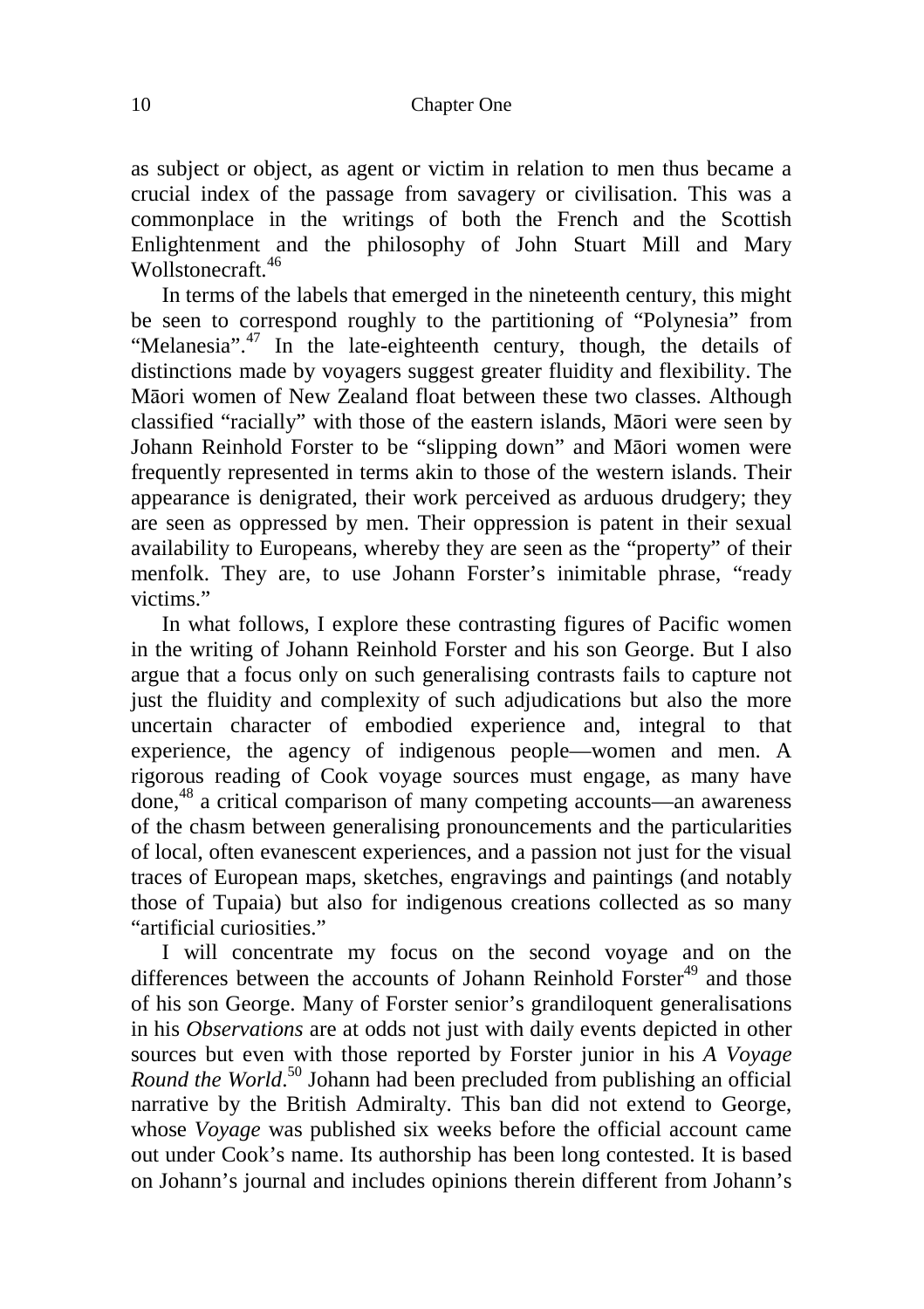as subject or object, as agent or victim in relation to men thus became a crucial index of the passage from savagery or civilisation. This was a commonplace in the writings of both the French and the Scottish Enlightenment and the philosophy of John Stuart Mill and Mary Wollstonecraft.[46]

In terms of the labels that emerged in the nineteenth century, this might be seen to correspond roughly to the partitioning of "Polynesia" from "Melanesia".[47] In the late-eighteenth century, though, the details of distinctions made by voyagers suggest greater fluidity and flexibility. The Māori women of New Zealand float between these two classes. Although classified "racially" with those of the eastern islands, Māori were seen by Johann Reinhold Forster to be "slipping down" and Māori women were frequently represented in terms akin to those of the western islands. Their appearance is denigrated, their work perceived as arduous drudgery; they are seen as oppressed by men. Their oppression is patent in their sexual availability to Europeans, whereby they are seen as the "property" of their menfolk. They are, to use Johann Forster's inimitable phrase, "ready victims."

In what follows, I explore these contrasting figures of Pacific women in the writing of Johann Reinhold Forster and his son George. But I also argue that a focus only on such generalising contrasts fails to capture not just the fluidity and complexity of such adjudications but also the more uncertain character of embodied experience and, integral to that experience, the agency of indigenous people—women and men. A rigorous reading of Cook voyage sources must engage, as many have done,[48] a critical comparison of many competing accounts—an awareness of the chasm between generalising pronouncements and the particularities of local, often evanescent experiences, and a passion not just for the visual traces of European maps, sketches, engravings and paintings (and notably those of Tupaia) but also for indigenous creations collected as so many "artificial curiosities."

I will concentrate my focus on the second voyage and on the differences between the accounts of Johann Reinhold Forster[49] and those of his son George. Many of Forster senior's grandiloquent generalisations in his *Observations* are at odds not just with daily events depicted in other sources but even with those reported by Forster junior in his *A Voyage Round the World*.[50] Johann had been precluded from publishing an official narrative by the British Admiralty. This ban did not extend to George, whose *Voyage* was published six weeks before the official account came out under Cook's name. Its authorship has been long contested. It is based on Johann's journal and includes opinions therein different from Johann's